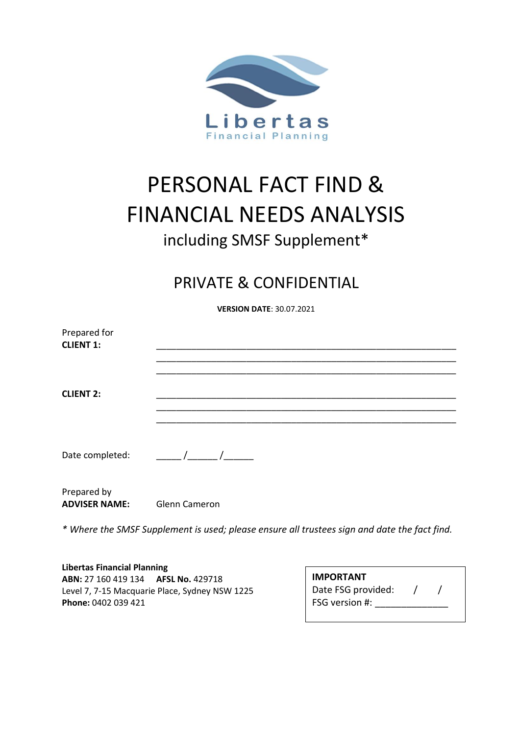Libertas
Financial Planning

# PERSONAL FACT FIND & FINANCIAL NEEDS ANALYSIS

## including SMSF Supplement*

## PRIVATE & CONFIDENTIAL

**VERSION DATE**: 30.07.2021

Prepared for
**CLIENT 1:** ____________________________________________________________
____________________________________________________________
____________________________________________________________

**CLIENT 2:** ____________________________________________________________
____________________________________________________________
____________________________________________________________

Date completed: _____ /______ /______

Prepared by
**ADVISER NAME:** Glenn Cameron

*\* Where the SMSF Supplement is used; please ensure all trustees sign and date the fact find.*

**Libertas Financial Planning**
**ABN:** 27 160 419 134 **AFSL No.** 429718
Level 7, 7-15 Macquarie Place, Sydney NSW 1225
**Phone:** 0402 039 421

**IMPORTANT**
Date FSG provided: / /
FSG version #: ______________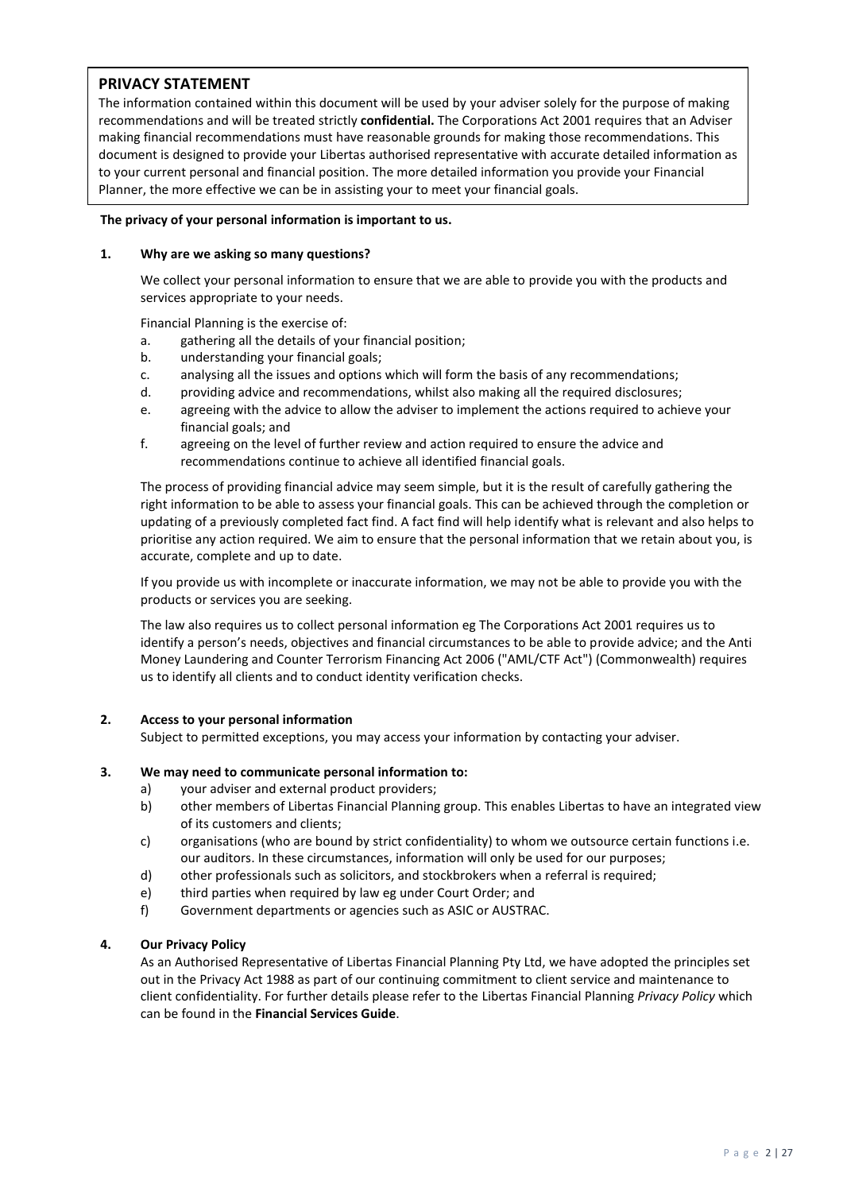## PRIVACY STATEMENT

The information contained within this document will be used by your adviser solely for the purpose of making recommendations and will be treated strictly **confidential.** The Corporations Act 2001 requires that an Adviser making financial recommendations must have reasonable grounds for making those recommendations. This document is designed to provide your Libertas authorised representative with accurate detailed information as to your current personal and financial position. The more detailed information you provide your Financial Planner, the more effective we can be in assisting your to meet your financial goals.

**The privacy of your personal information is important to us.**

### 1. Why are we asking so many questions?

We collect your personal information to ensure that we are able to provide you with the products and services appropriate to your needs.

Financial Planning is the exercise of:

a. gathering all the details of your financial position;
b. understanding your financial goals;
c. analysing all the issues and options which will form the basis of any recommendations;
d. providing advice and recommendations, whilst also making all the required disclosures;
e. agreeing with the advice to allow the adviser to implement the actions required to achieve your financial goals; and
f. agreeing on the level of further review and action required to ensure the advice and recommendations continue to achieve all identified financial goals.

The process of providing financial advice may seem simple, but it is the result of carefully gathering the right information to be able to assess your financial goals. This can be achieved through the completion or updating of a previously completed fact find. A fact find will help identify what is relevant and also helps to prioritise any action required. We aim to ensure that the personal information that we retain about you, is accurate, complete and up to date.

If you provide us with incomplete or inaccurate information, we may not be able to provide you with the products or services you are seeking.

The law also requires us to collect personal information eg The Corporations Act 2001 requires us to identify a person's needs, objectives and financial circumstances to be able to provide advice; and the Anti Money Laundering and Counter Terrorism Financing Act 2006 ("AML/CTF Act") (Commonwealth) requires us to identify all clients and to conduct identity verification checks.

### 2. Access to your personal information

Subject to permitted exceptions, you may access your information by contacting your adviser.

### 3. We may need to communicate personal information to:

a) your adviser and external product providers;
b) other members of Libertas Financial Planning group. This enables Libertas to have an integrated view of its customers and clients;
c) organisations (who are bound by strict confidentiality) to whom we outsource certain functions i.e. our auditors. In these circumstances, information will only be used for our purposes;
d) other professionals such as solicitors, and stockbrokers when a referral is required;
e) third parties when required by law eg under Court Order; and
f) Government departments or agencies such as ASIC or AUSTRAC.

### 4. Our Privacy Policy

As an Authorised Representative of Libertas Financial Planning Pty Ltd, we have adopted the principles set out in the Privacy Act 1988 as part of our continuing commitment to client service and maintenance to client confidentiality. For further details please refer to the Libertas Financial Planning *Privacy Policy* which can be found in the **Financial Services Guide**.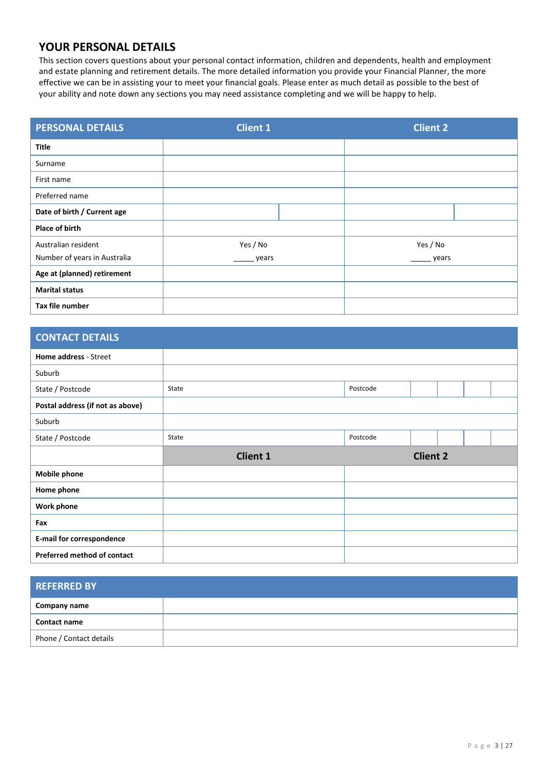## YOUR PERSONAL DETAILS

This section covers questions about your personal contact information, children and dependents, health and employment and estate planning and retirement details. The more detailed information you provide your Financial Planner, the more effective we can be in assisting your to meet your financial goals. Please enter as much detail as possible to the best of your ability and note down any sections you may need assistance completing and we will be happy to help.

| PERSONAL DETAILS | Client 1 | | Client 2 | |
|---|---|---|---|---|
| **Title** | | | | |
| Surname | | | | |
| First name | | | | |
| Preferred name | | | | |
| **Date of birth / Current age** | | | | |
| **Place of birth** | | | | |
| Australian resident<br>Number of years in Australia | Yes / No<br>_____ years | | Yes / No<br>_____ years | |
| **Age at (planned) retirement** | | | | |
| **Marital status** | | | | |
| **Tax file number** | | | | |

| CONTACT DETAILS | | | | | | |
|---|---|---|---|---|---|---|
| **Home address** - Street | | | | | | |
| Suburb | | | | | | |
| State / Postcode | State | Postcode | | | | |
| **Postal address (if not as above)** | | | | | | |
| Suburb | | | | | | |
| State / Postcode | State | Postcode | | | | |
| | **Client 1** | **Client 2** | | | | |
| **Mobile phone** | | | | | | |
| **Home phone** | | | | | | |
| **Work phone** | | | | | | |
| **Fax** | | | | | | |
| **E-mail for correspondence** | | | | | | |
| **Preferred method of contact** | | | | | | |

| REFERRED BY | |
|---|---|
| **Company name** | |
| **Contact name** | |
| Phone / Contact details | |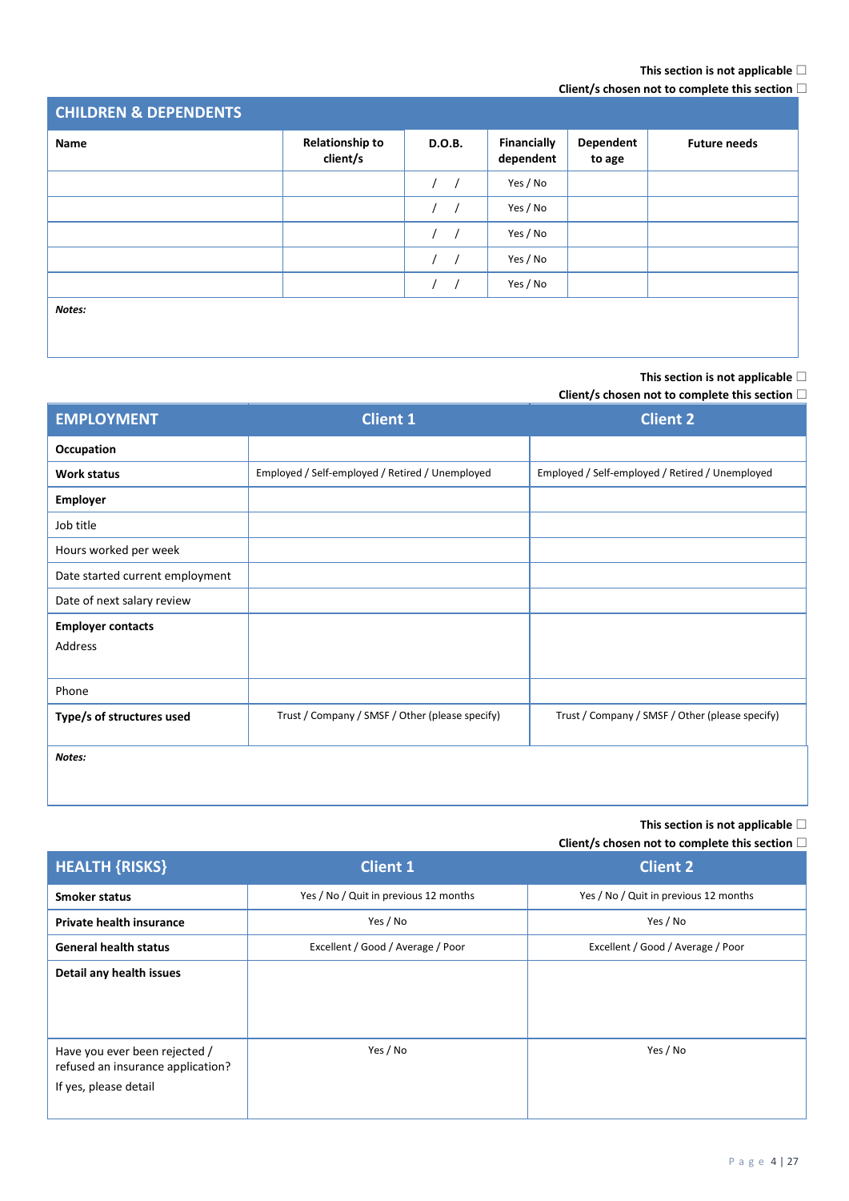This section is not applicable ☐
Client/s chosen not to complete this section ☐

## CHILDREN & DEPENDENTS

| Name | Relationship to client/s | D.O.B. | Financially dependent | Dependent to age | Future needs |
|---|---|---|---|---|---|
| | | / / | Yes / No | | |
| | | / / | Yes / No | | |
| | | / / | Yes / No | | |
| | | / / | Yes / No | | |
| | | / / | Yes / No | | |

***Notes:***

This section is not applicable ☐
Client/s chosen not to complete this section ☐

| EMPLOYMENT | Client 1 | Client 2 |
|---|---|---|
| **Occupation** | | |
| **Work status** | Employed / Self-employed / Retired / Unemployed | Employed / Self-employed / Retired / Unemployed |
| **Employer** | | |
| Job title | | |
| Hours worked per week | | |
| Date started current employment | | |
| Date of next salary review | | |
| **Employer contacts** Address | | |
| Phone | | |
| **Type/s of structures used** | Trust / Company / SMSF / Other (please specify) | Trust / Company / SMSF / Other (please specify) |

***Notes:***

This section is not applicable ☐
Client/s chosen not to complete this section ☐

| HEALTH {RISKS} | Client 1 | Client 2 |
|---|---|---|
| **Smoker status** | Yes / No / Quit in previous 12 months | Yes / No / Quit in previous 12 months |
| **Private health insurance** | Yes / No | Yes / No |
| **General health status** | Excellent / Good / Average / Poor | Excellent / Good / Average / Poor |
| **Detail any health issues** | | |
| Have you ever been rejected / refused an insurance application? If yes, please detail | Yes / No | Yes / No |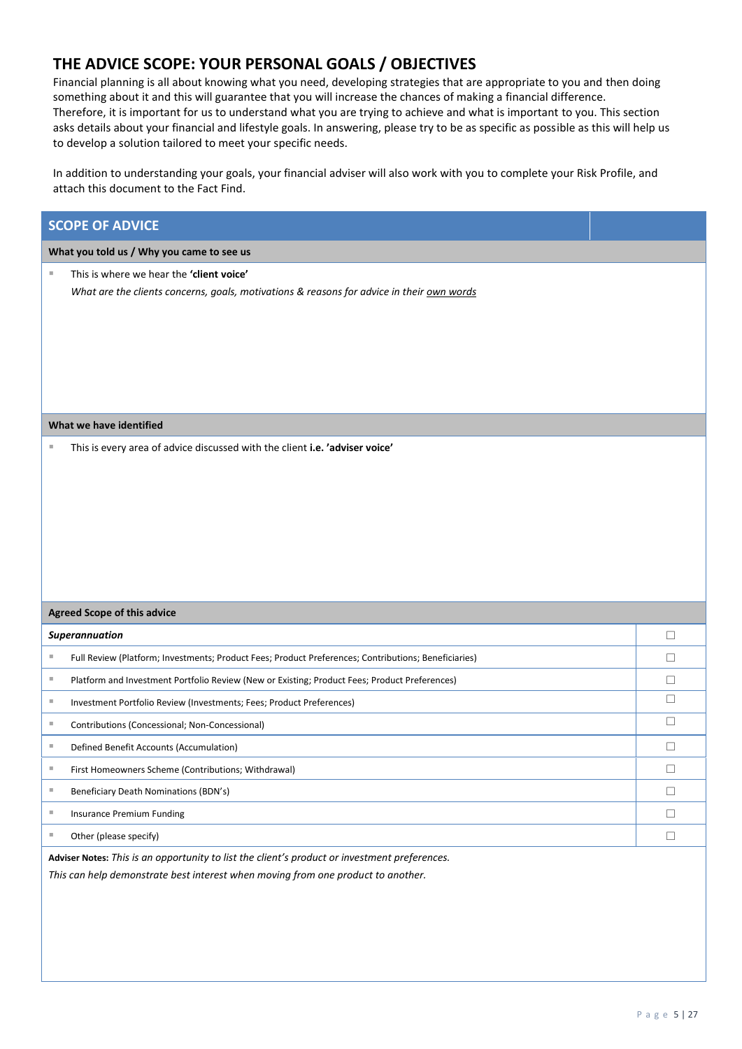## THE ADVICE SCOPE: YOUR PERSONAL GOALS / OBJECTIVES

Financial planning is all about knowing what you need, developing strategies that are appropriate to you and then doing something about it and this will guarantee that you will increase the chances of making a financial difference. Therefore, it is important for us to understand what you are trying to achieve and what is important to you. This section asks details about your financial and lifestyle goals. In answering, please try to be as specific as possible as this will help us to develop a solution tailored to meet your specific needs.

In addition to understanding your goals, your financial adviser will also work with you to complete your Risk Profile, and attach this document to the Fact Find.

### SCOPE OF ADVICE

**What you told us / Why you came to see us**

- This is where we hear the **'client voice'**
  *What are the clients concerns, goals, motivations & reasons for advice in their* *own words*

**What we have identified**

- This is every area of advice discussed with the client **i.e. 'adviser voice'**

**Agreed Scope of this advice**

| ***Superannuation*** | ☐ |
|---|---|
| Full Review (Platform; Investments; Product Fees; Product Preferences; Contributions; Beneficiaries) | ☐ |
| Platform and Investment Portfolio Review (New or Existing; Product Fees; Product Preferences) | ☐ |
| Investment Portfolio Review (Investments; Fees; Product Preferences) | ☐ |
| Contributions (Concessional; Non-Concessional) | ☐ |
| Defined Benefit Accounts (Accumulation) | ☐ |
| First Homeowners Scheme (Contributions; Withdrawal) | ☐ |
| Beneficiary Death Nominations (BDN's) | ☐ |
| Insurance Premium Funding | ☐ |
| Other (please specify) | ☐ |

**Adviser Notes:** *This is an opportunity to list the client's product or investment preferences.*
*This can help demonstrate best interest when moving from one product to another.*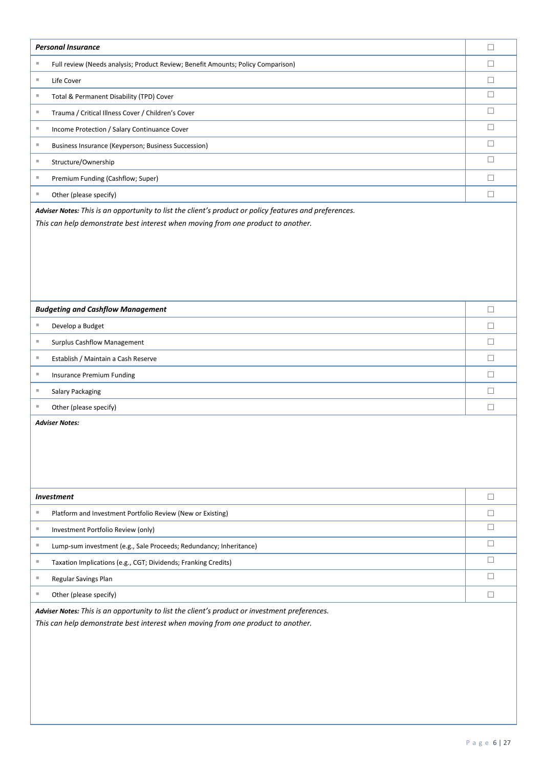| ***Personal Insurance*** | ☐ |
|---|---|
| ▪ Full review (Needs analysis; Product Review; Benefit Amounts; Policy Comparison) | ☐ |
| ▪ Life Cover | ☐ |
| ▪ Total & Permanent Disability (TPD) Cover | ☐ |
| ▪ Trauma / Critical Illness Cover / Children's Cover | ☐ |
| ▪ Income Protection / Salary Continuance Cover | ☐ |
| ▪ Business Insurance (Keyperson; Business Succession) | ☐ |
| ▪ Structure/Ownership | ☐ |
| ▪ Premium Funding (Cashflow; Super) | ☐ |
| ▪ Other (please specify) | ☐ |

***Adviser Notes:*** *This is an opportunity to list the client's product or policy features and preferences.*
*This can help demonstrate best interest when moving from one product to another.*

| ***Budgeting and Cashflow Management*** | ☐ |
|---|---|
| ▪ Develop a Budget | ☐ |
| ▪ Surplus Cashflow Management | ☐ |
| ▪ Establish / Maintain a Cash Reserve | ☐ |
| ▪ Insurance Premium Funding | ☐ |
| ▪ Salary Packaging | ☐ |
| ▪ Other (please specify) | ☐ |

***Adviser Notes:***

| ***Investment*** | ☐ |
|---|---|
| ▪ Platform and Investment Portfolio Review (New or Existing) | ☐ |
| ▪ Investment Portfolio Review (only) | ☐ |
| ▪ Lump-sum investment (e.g., Sale Proceeds; Redundancy; Inheritance) | ☐ |
| ▪ Taxation Implications (e.g., CGT; Dividends; Franking Credits) | ☐ |
| ▪ Regular Savings Plan | ☐ |
| ▪ Other (please specify) | ☐ |

***Adviser Notes:*** *This is an opportunity to list the client's product or investment preferences.*
*This can help demonstrate best interest when moving from one product to another.*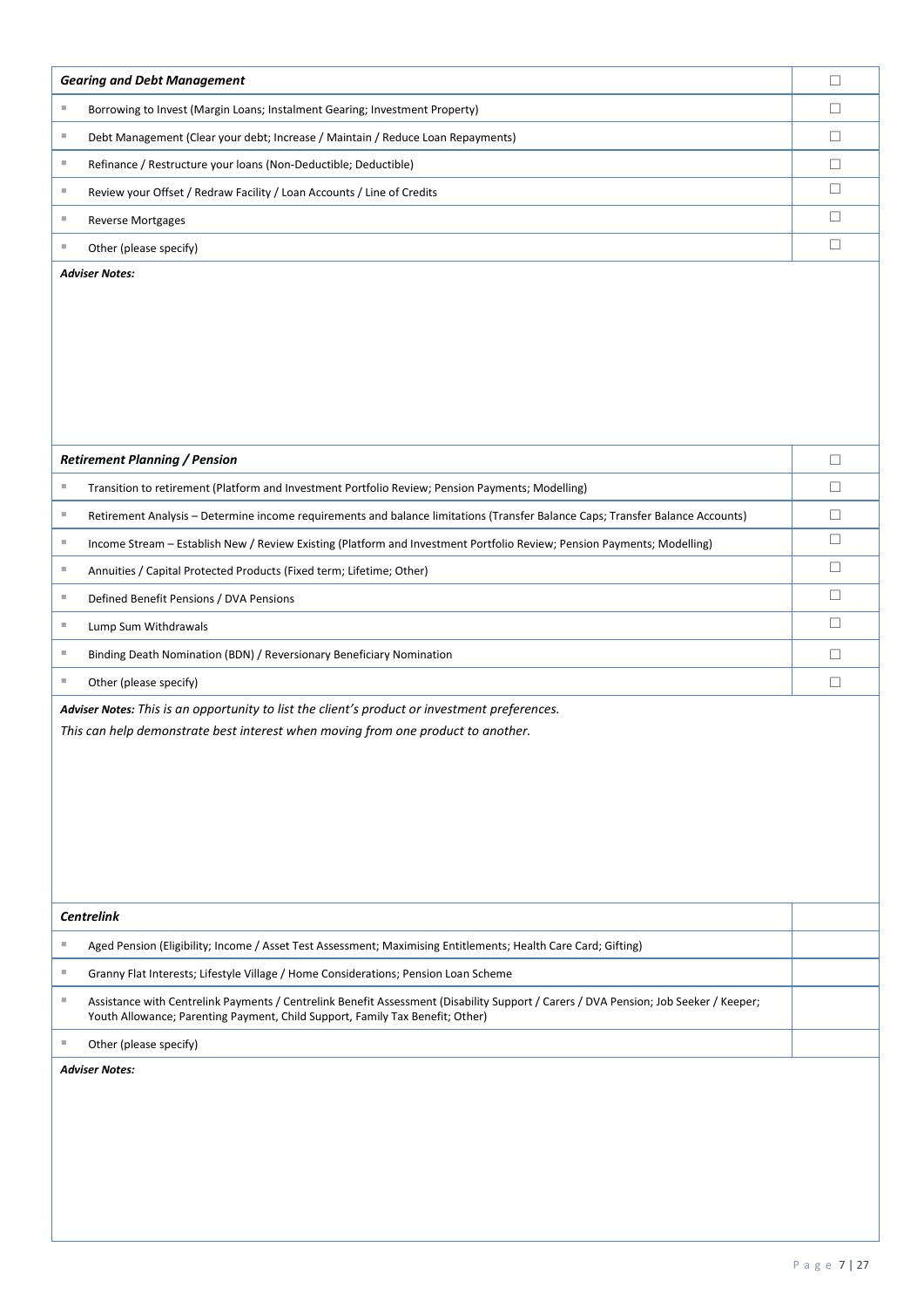| ***Gearing and Debt Management*** | ☐ |
|---|---|
| ▪ Borrowing to Invest (Margin Loans; Instalment Gearing; Investment Property) | ☐ |
| ▪ Debt Management (Clear your debt; Increase / Maintain / Reduce Loan Repayments) | ☐ |
| ▪ Refinance / Restructure your loans (Non-Deductible; Deductible) | ☐ |
| ▪ Review your Offset / Redraw Facility / Loan Accounts / Line of Credits | ☐ |
| ▪ Reverse Mortgages | ☐ |
| ▪ Other (please specify) | ☐ |

***Adviser Notes:***

| ***Retirement Planning / Pension*** | ☐ |
|---|---|
| ▪ Transition to retirement (Platform and Investment Portfolio Review; Pension Payments; Modelling) | ☐ |
| ▪ Retirement Analysis – Determine income requirements and balance limitations (Transfer Balance Caps; Transfer Balance Accounts) | ☐ |
| ▪ Income Stream – Establish New / Review Existing (Platform and Investment Portfolio Review; Pension Payments; Modelling) | ☐ |
| ▪ Annuities / Capital Protected Products (Fixed term; Lifetime; Other) | ☐ |
| ▪ Defined Benefit Pensions / DVA Pensions | ☐ |
| ▪ Lump Sum Withdrawals | ☐ |
| ▪ Binding Death Nomination (BDN) / Reversionary Beneficiary Nomination | ☐ |
| ▪ Other (please specify) | ☐ |

***Adviser Notes:*** *This is an opportunity to list the client's product or investment preferences.*

*This can help demonstrate best interest when moving from one product to another.*

| ***Centrelink*** | |
|---|---|
| ▪ Aged Pension (Eligibility; Income / Asset Test Assessment; Maximising Entitlements; Health Care Card; Gifting) | |
| ▪ Granny Flat Interests; Lifestyle Village / Home Considerations; Pension Loan Scheme | |
| ▪ Assistance with Centrelink Payments / Centrelink Benefit Assessment (Disability Support / Carers / DVA Pension; Job Seeker / Keeper; Youth Allowance; Parenting Payment, Child Support, Family Tax Benefit; Other) | |
| ▪ Other (please specify) | |

***Adviser Notes:***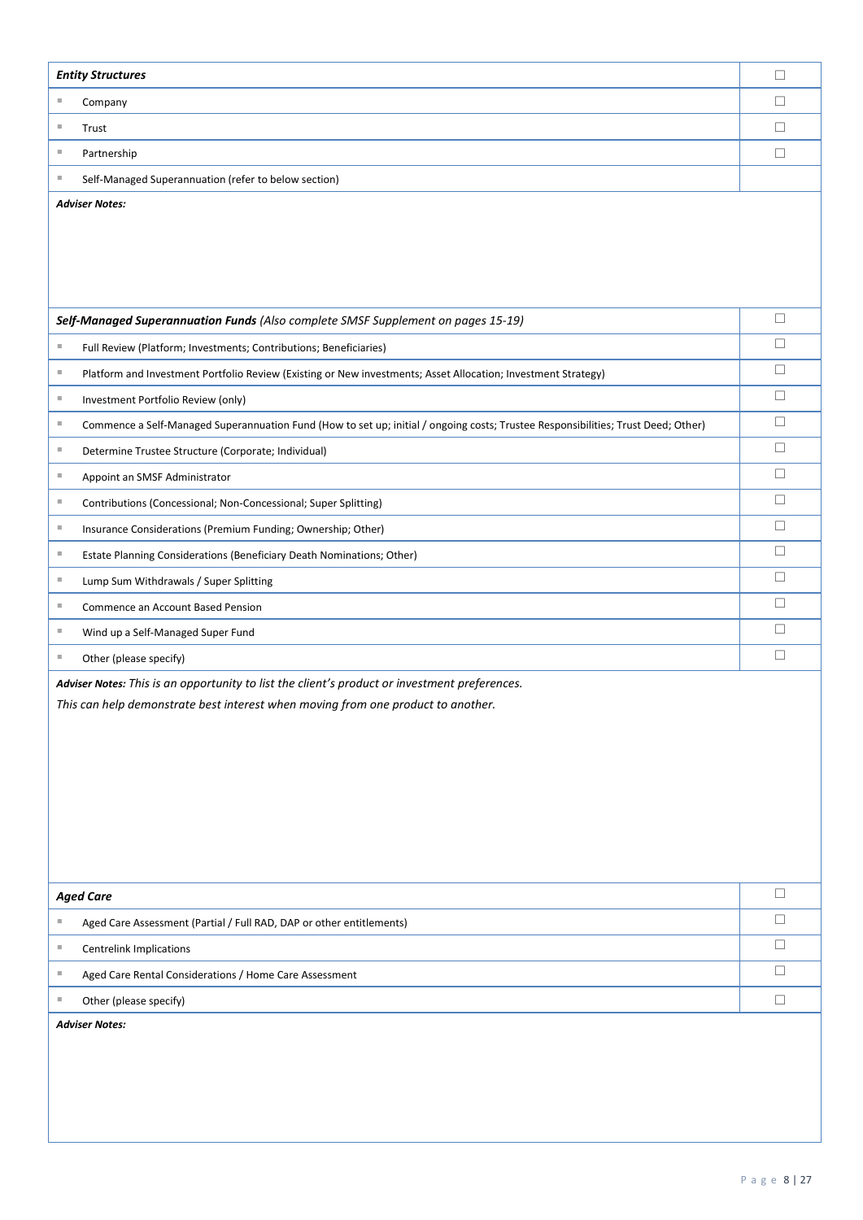| ***Entity Structures*** | ☐ |
|---|---|
| ▪ Company | ☐ |
| ▪ Trust | ☐ |
| ▪ Partnership | ☐ |
| ▪ Self-Managed Superannuation (refer to below section) | |

***Adviser Notes:***

| ***Self-Managed Superannuation Funds*** *(Also complete SMSF Supplement on pages 15-19)* | ☐ |
|---|---|
| ▪ Full Review (Platform; Investments; Contributions; Beneficiaries) | ☐ |
| ▪ Platform and Investment Portfolio Review (Existing or New investments; Asset Allocation; Investment Strategy) | ☐ |
| ▪ Investment Portfolio Review (only) | ☐ |
| ▪ Commence a Self-Managed Superannuation Fund (How to set up; initial / ongoing costs; Trustee Responsibilities; Trust Deed; Other) | ☐ |
| ▪ Determine Trustee Structure (Corporate; Individual) | ☐ |
| ▪ Appoint an SMSF Administrator | ☐ |
| ▪ Contributions (Concessional; Non-Concessional; Super Splitting) | ☐ |
| ▪ Insurance Considerations (Premium Funding; Ownership; Other) | ☐ |
| ▪ Estate Planning Considerations (Beneficiary Death Nominations; Other) | ☐ |
| ▪ Lump Sum Withdrawals / Super Splitting | ☐ |
| ▪ Commence an Account Based Pension | ☐ |
| ▪ Wind up a Self-Managed Super Fund | ☐ |
| ▪ Other (please specify) | ☐ |

***Adviser Notes:*** *This is an opportunity to list the client's product or investment preferences.*

*This can help demonstrate best interest when moving from one product to another.*

| ***Aged Care*** | ☐ |
|---|---|
| ▪ Aged Care Assessment (Partial / Full RAD, DAP or other entitlements) | ☐ |
| ▪ Centrelink Implications | ☐ |
| ▪ Aged Care Rental Considerations / Home Care Assessment | ☐ |
| ▪ Other (please specify) | ☐ |

***Adviser Notes:***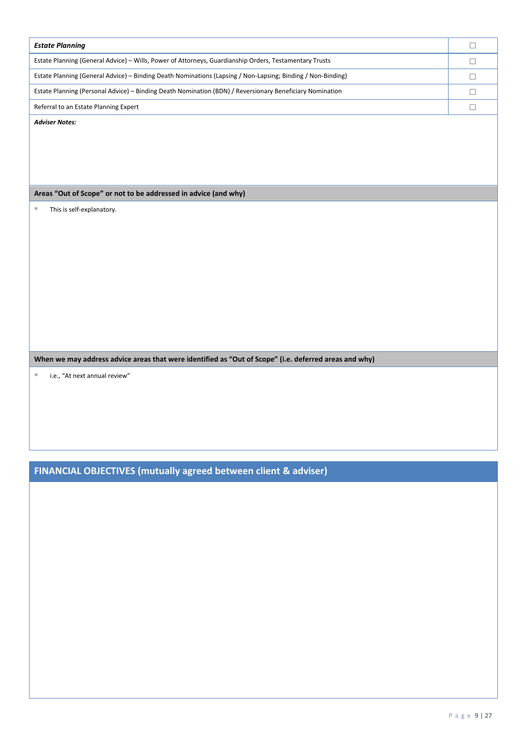| *Estate Planning* | ☐ |
| --- | --- |
| Estate Planning (General Advice) – Wills, Power of Attorneys, Guardianship Orders, Testamentary Trusts | ☐ |
| Estate Planning (General Advice) – Binding Death Nominations (Lapsing / Non-Lapsing; Binding / Non-Binding) | ☐ |
| Estate Planning (Personal Advice) – Binding Death Nomination (BDN) / Reversionary Beneficiary Nomination | ☐ |
| Referral to an Estate Planning Expert | ☐ |

***Adviser Notes:***

**Areas "Out of Scope" or not to be addressed in advice (and why)**

- This is self-explanatory.

**When we may address advice areas that were identified as "Out of Scope" (i.e. deferred areas and why)**

- i.e., "At next annual review"

## FINANCIAL OBJECTIVES (mutually agreed between client & adviser)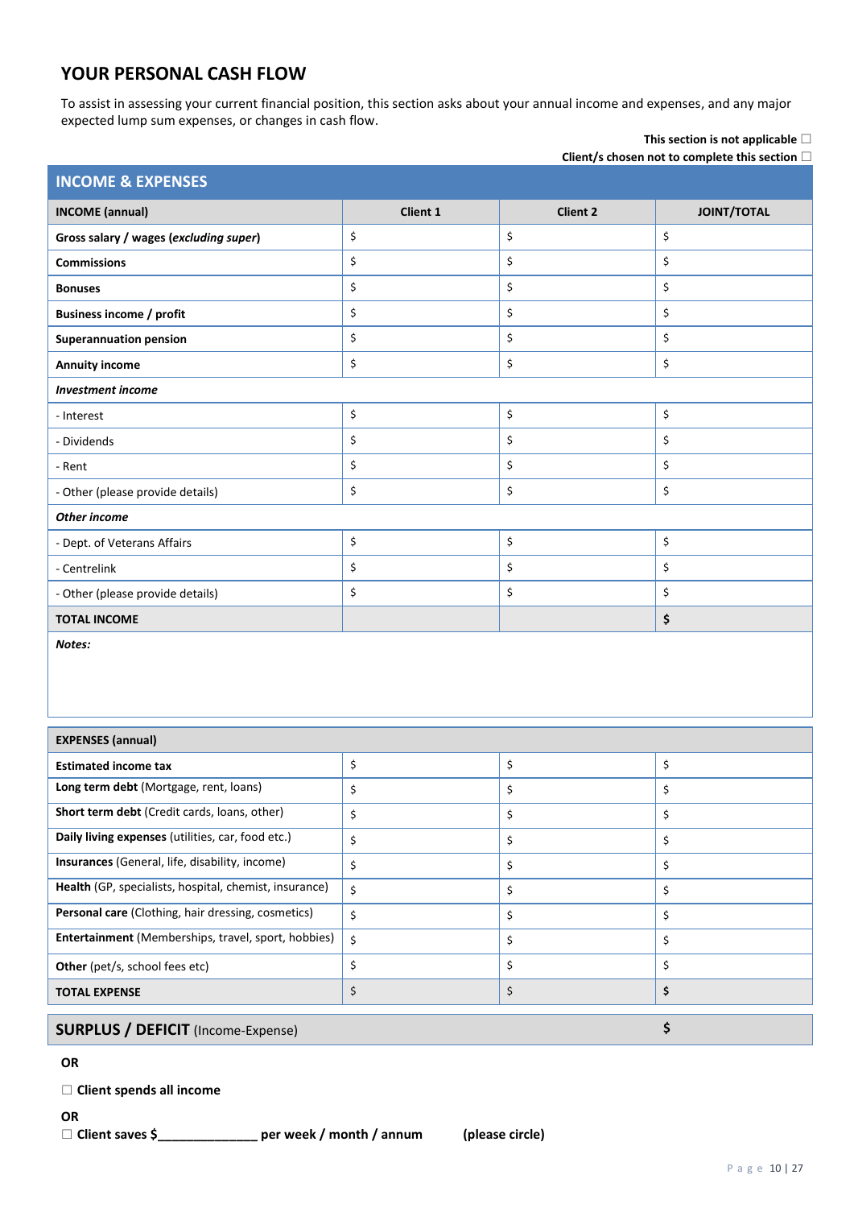## YOUR PERSONAL CASH FLOW

To assist in assessing your current financial position, this section asks about your annual income and expenses, and any major expected lump sum expenses, or changes in cash flow.

**This section is not applicable** ☐
**Client/s chosen not to complete this section** ☐

### INCOME & EXPENSES

| **INCOME (annual)** | **Client 1** | **Client 2** | **JOINT/TOTAL** |
|---|---|---|---|
| **Gross salary / wages (*excluding super*)** | $ | $ | $ |
| **Commissions** | $ | $ | $ |
| **Bonuses** | $ | $ | $ |
| **Business income / profit** | $ | $ | $ |
| **Superannuation pension** | $ | $ | $ |
| **Annuity income** | $ | $ | $ |
| ***Investment income*** | | | |
| - Interest | $ | $ | $ |
| - Dividends | $ | $ | $ |
| - Rent | $ | $ | $ |
| - Other (please provide details) | $ | $ | $ |
| ***Other income*** | | | |
| - Dept. of Veterans Affairs | $ | $ | $ |
| - Centrelink | $ | $ | $ |
| - Other (please provide details) | $ | $ | $ |
| **TOTAL INCOME** | | | **$** |

***Notes:***

| **EXPENSES (annual)** | | | |
|---|---|---|---|
| **Estimated income tax** | $ | $ | $ |
| **Long term debt** (Mortgage, rent, loans) | $ | $ | $ |
| **Short term debt** (Credit cards, loans, other) | $ | $ | $ |
| **Daily living expenses** (utilities, car, food etc.) | $ | $ | $ |
| **Insurances** (General, life, disability, income) | $ | $ | $ |
| **Health** (GP, specialists, hospital, chemist, insurance) | $ | $ | $ |
| **Personal care** (Clothing, hair dressing, cosmetics) | $ | $ | $ |
| **Entertainment** (Memberships, travel, sport, hobbies) | $ | $ | $ |
| **Other** (pet/s, school fees etc) | $ | $ | $ |
| **TOTAL EXPENSE** | $ | $ | **$** |

| **SURPLUS / DEFICIT** (Income-Expense) | **$** |
|---|---|

**OR**

☐ **Client spends all income**

**OR**

☐ **Client saves $______________ per week / month / annum** **(please circle)**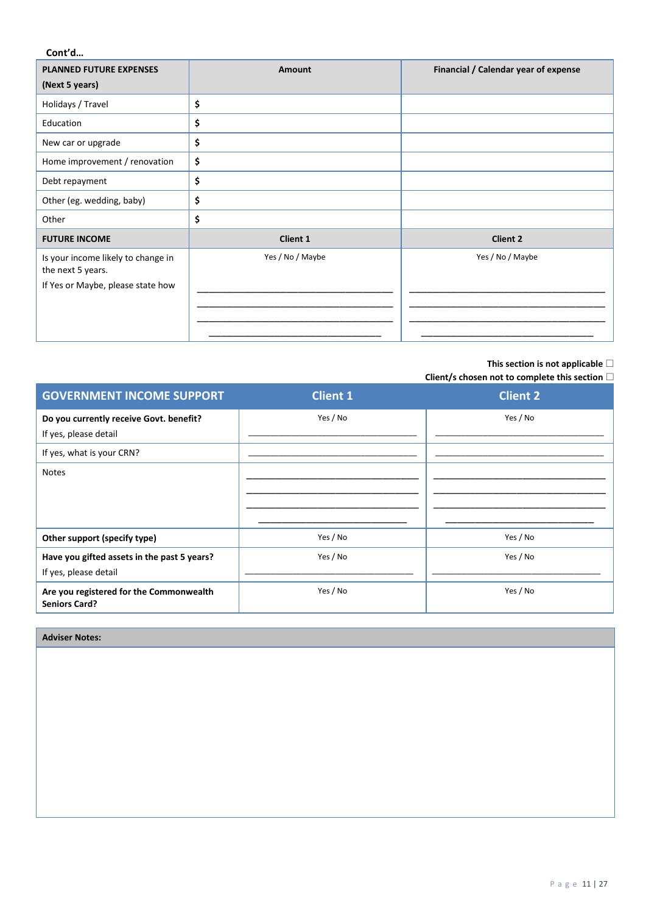**Cont'd…**

| **PLANNED FUTURE EXPENSES (Next 5 years)** | **Amount** | **Financial / Calendar year of expense** |
|---|---|---|
| Holidays / Travel | $ | |
| Education | $ | |
| New car or upgrade | $ | |
| Home improvement / renovation | $ | |
| Debt repayment | $ | |
| Other (eg. wedding, baby) | $ | |
| Other | $ | |
| **FUTURE INCOME** | **Client 1** | **Client 2** |
| Is your income likely to change in the next 5 years. If Yes or Maybe, please state how | Yes / No / Maybe ______________________ ______________________ ______________________ ______________________ | Yes / No / Maybe ______________________ ______________________ ______________________ ______________________ |

This section is not applicable ☐

Client/s chosen not to complete this section ☐

| **GOVERNMENT INCOME SUPPORT** | **Client 1** | **Client 2** |
|---|---|---|
| **Do you currently receive Govt. benefit?** If yes, please detail | Yes / No ______________________ | Yes / No ______________________ |
| If yes, what is your CRN? | ______________________ | ______________________ |
| Notes | ______________________ ______________________ ______________________ ______________________ | ______________________ ______________________ ______________________ ______________________ |
| **Other support (specify type)** | Yes / No | Yes / No |
| **Have you gifted assets in the past 5 years?** If yes, please detail | Yes / No ______________________ | Yes / No ______________________ |
| **Are you registered for the Commonwealth Seniors Card?** | Yes / No | Yes / No |

| **Adviser Notes:** |
|---|
| |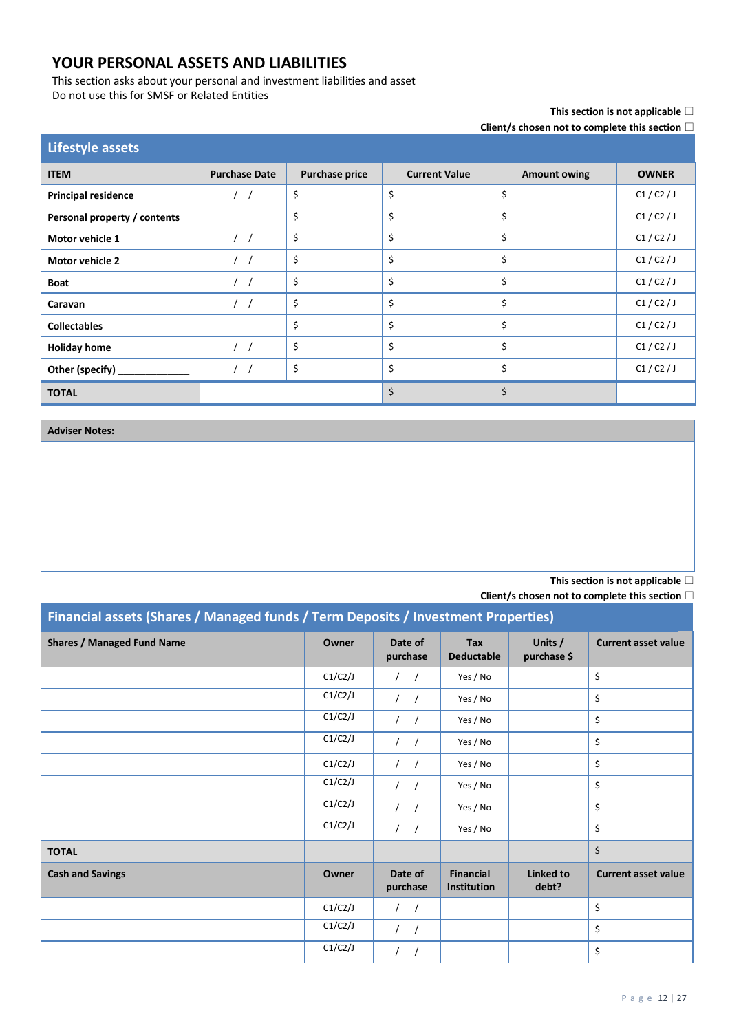# YOUR PERSONAL ASSETS AND LIABILITIES

This section asks about your personal and investment liabilities and asset
Do not use this for SMSF or Related Entities

**This section is not applicable** ☐
**Client/s chosen not to complete this section** ☐

## Lifestyle assets

| ITEM | Purchase Date | Purchase price | Current Value | Amount owing | OWNER |
|---|---|---|---|---|---|
| **Principal residence** | / / | $ | $ | $ | C1 / C2 / J |
| **Personal property / contents** | | $ | $ | $ | C1 / C2 / J |
| **Motor vehicle 1** | / / | $ | $ | $ | C1 / C2 / J |
| **Motor vehicle 2** | / / | $ | $ | $ | C1 / C2 / J |
| **Boat** | / / | $ | $ | $ | C1 / C2 / J |
| **Caravan** | / / | $ | $ | $ | C1 / C2 / J |
| **Collectables** | | $ | $ | $ | C1 / C2 / J |
| **Holiday home** | / / | $ | $ | $ | C1 / C2 / J |
| **Other (specify) _____________** | / / | $ | $ | $ | C1 / C2 / J |
| **TOTAL** | | | $ | $ | |

| Adviser Notes: |
|---|
| |

**This section is not applicable** ☐
**Client/s chosen not to complete this section** ☐

## Financial assets (Shares / Managed funds / Term Deposits / Investment Properties)

| Shares / Managed Fund Name | Owner | Date of purchase | Tax Deductable | Units / purchase $ | Current asset value |
|---|---|---|---|---|---|
| | C1/C2/J | / / | Yes / No | | $ |
| | C1/C2/J | / / | Yes / No | | $ |
| | C1/C2/J | / / | Yes / No | | $ |
| | C1/C2/J | / / | Yes / No | | $ |
| | C1/C2/J | / / | Yes / No | | $ |
| | C1/C2/J | / / | Yes / No | | $ |
| | C1/C2/J | / / | Yes / No | | $ |
| | C1/C2/J | / / | Yes / No | | $ |
| **TOTAL** | | | | | $ |
| **Cash and Savings** | **Owner** | **Date of purchase** | **Financial Institution** | **Linked to debt?** | **Current asset value** |
| | C1/C2/J | / / | | | $ |
| | C1/C2/J | / / | | | $ |
| | C1/C2/J | / / | | | $ |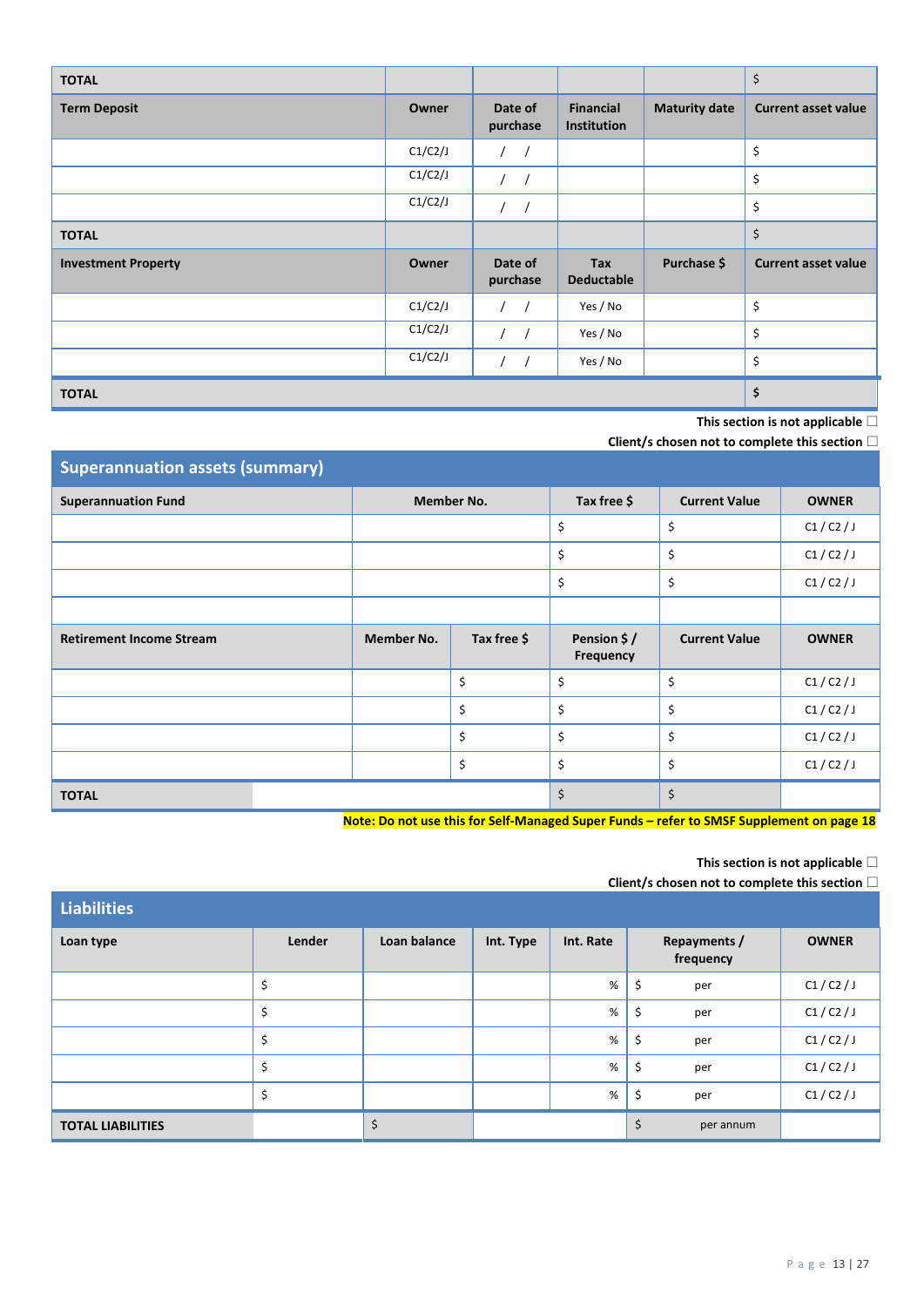| TOTAL | | | | | $ |
|---|---|---|---|---|---|
| **Term Deposit** | **Owner** | **Date of purchase** | **Financial Institution** | **Maturity date** | **Current asset value** |
| | C1/C2/J | / / | | | $ |
| | C1/C2/J | / / | | | $ |
| | C1/C2/J | / / | | | $ |
| **TOTAL** | | | | | $ |
| **Investment Property** | **Owner** | **Date of purchase** | **Tax Deductable** | **Purchase $** | **Current asset value** |
| | C1/C2/J | / / | Yes / No | | $ |
| | C1/C2/J | / / | Yes / No | | $ |
| | C1/C2/J | / / | Yes / No | | $ |
| **TOTAL** | | | | | **$** |

**This section is not applicable ☐**

**Client/s chosen not to complete this section ☐**

## Superannuation assets (summary)

| Superannuation Fund | Member No. | | Tax free $ | Current Value | OWNER |
|---|---|---|---|---|---|
| | | | $ | $ | C1 / C2 / J |
| | | | $ | $ | C1 / C2 / J |
| | | | $ | $ | C1 / C2 / J |
| | | | | | |
| **Retirement Income Stream** | **Member No.** | **Tax free $** | **Pension $ / Frequency** | **Current Value** | **OWNER** |
| | | $ | $ | $ | C1 / C2 / J |
| | | $ | $ | $ | C1 / C2 / J |
| | | $ | $ | $ | C1 / C2 / J |
| | | $ | $ | $ | C1 / C2 / J |
| **TOTAL** | | | $ | $ | |

**Note: Do not use this for Self-Managed Super Funds – refer to SMSF Supplement on page 18**

**This section is not applicable ☐**

**Client/s chosen not to complete this section ☐**

## Liabilities

| Loan type | Lender | Loan balance | Int. Type | Int. Rate | Repayments / frequency | OWNER |
|---|---|---|---|---|---|---|
| | $ | | | % | $ per | C1 / C2 / J |
| | $ | | | % | $ per | C1 / C2 / J |
| | $ | | | % | $ per | C1 / C2 / J |
| | $ | | | % | $ per | C1 / C2 / J |
| | $ | | | % | $ per | C1 / C2 / J |
| **TOTAL LIABILITIES** | | $ | | | $ per annum | |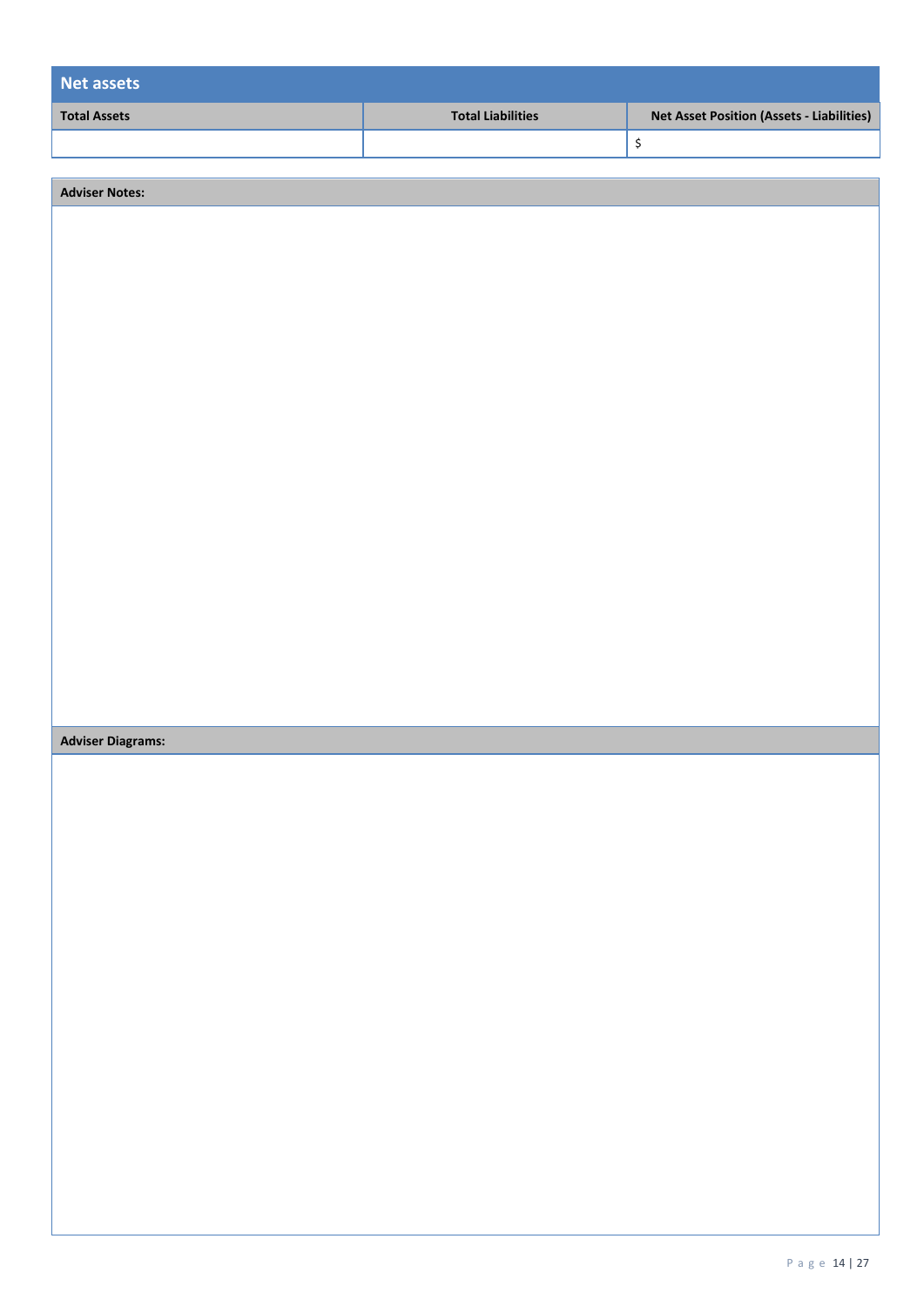## Net assets

| Total Assets | Total Liabilities | Net Asset Position (Assets - Liabilities) |
|---|---|---|
| | | $ |

| Adviser Notes: |
|---|
| |

| Adviser Diagrams: |
|---|
| |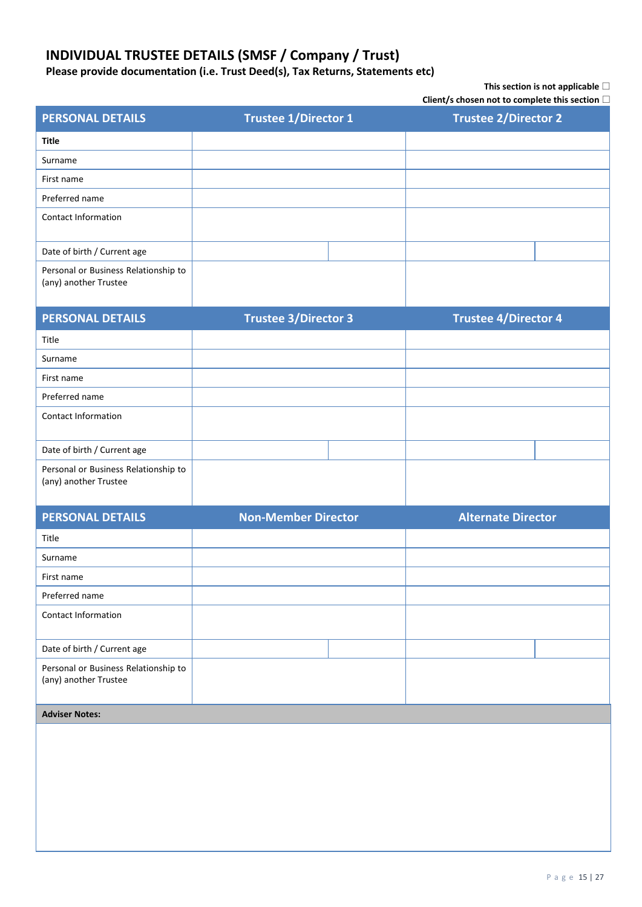# INDIVIDUAL TRUSTEE DETAILS (SMSF / Company / Trust)

**Please provide documentation (i.e. Trust Deed(s), Tax Returns, Statements etc)**

**This section is not applicable** ☐

**Client/s chosen not to complete this section** ☐

| PERSONAL DETAILS | Trustee 1/Director 1 | | Trustee 2/Director 2 | |
|---|---|---|---|---|
| **Title** | | | | |
| Surname | | | | |
| First name | | | | |
| Preferred name | | | | |
| Contact Information | | | | |
| Date of birth / Current age | | | | |
| Personal or Business Relationship to (any) another Trustee | | | | |

| PERSONAL DETAILS | Trustee 3/Director 3 | | Trustee 4/Director 4 | |
|---|---|---|---|---|
| Title | | | | |
| Surname | | | | |
| First name | | | | |
| Preferred name | | | | |
| Contact Information | | | | |
| Date of birth / Current age | | | | |
| Personal or Business Relationship to (any) another Trustee | | | | |

| PERSONAL DETAILS | Non-Member Director | | Alternate Director | |
|---|---|---|---|---|
| Title | | | | |
| Surname | | | | |
| First name | | | | |
| Preferred name | | | | |
| Contact Information | | | | |
| Date of birth / Current age | | | | |
| Personal or Business Relationship to (any) another Trustee | | | | |

| **Adviser Notes:** |
|---|
| |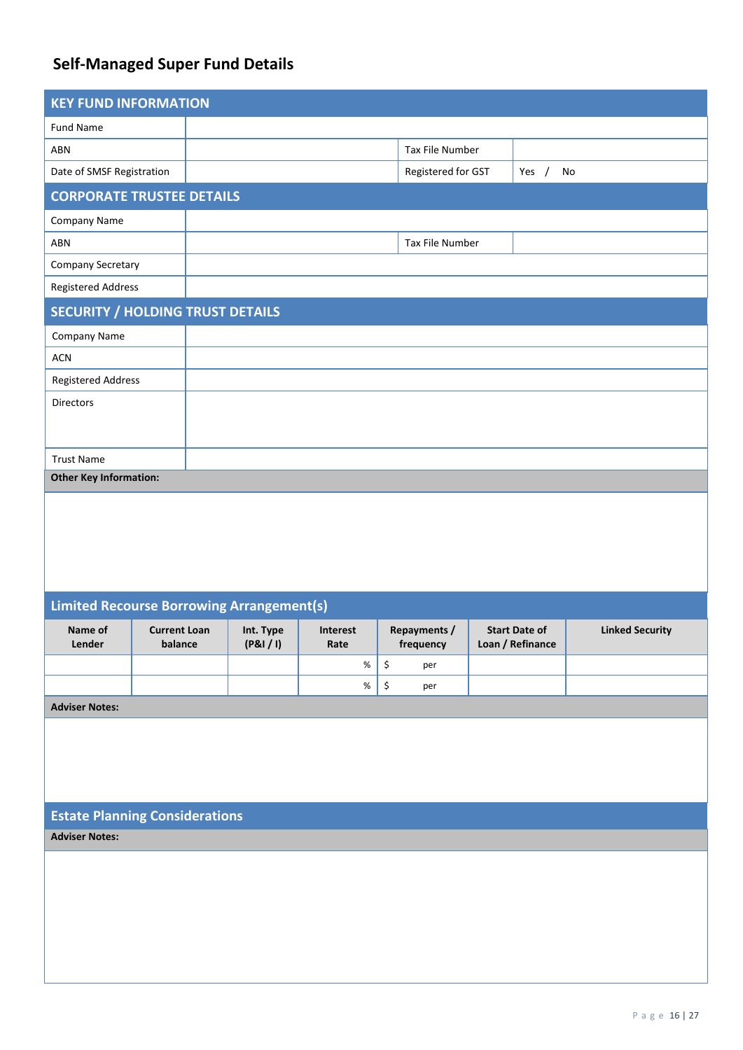## Self-Managed Super Fund Details

| KEY FUND INFORMATION | | | |
|---|---|---|---|
| Fund Name | | | |
| ABN | | Tax File Number | |
| Date of SMSF Registration | | Registered for GST | Yes / No |

| CORPORATE TRUSTEE DETAILS | | | |
|---|---|---|---|
| Company Name | | | |
| ABN | | Tax File Number | |
| Company Secretary | | | |
| Registered Address | | | |

| SECURITY / HOLDING TRUST DETAILS | |
|---|---|
| Company Name | |
| ACN | |
| Registered Address | |
| Directors | |
| Trust Name | |

**Other Key Information:**

### Limited Recourse Borrowing Arrangement(s)

| Name of Lender | Current Loan balance | Int. Type (P&I / I) | Interest Rate | Repayments / frequency | Start Date of Loan / Refinance | Linked Security |
|---|---|---|---|---|---|---|
| | | | % | $ per | | |
| | | | % | $ per | | |

**Adviser Notes:**

### Estate Planning Considerations

**Adviser Notes:**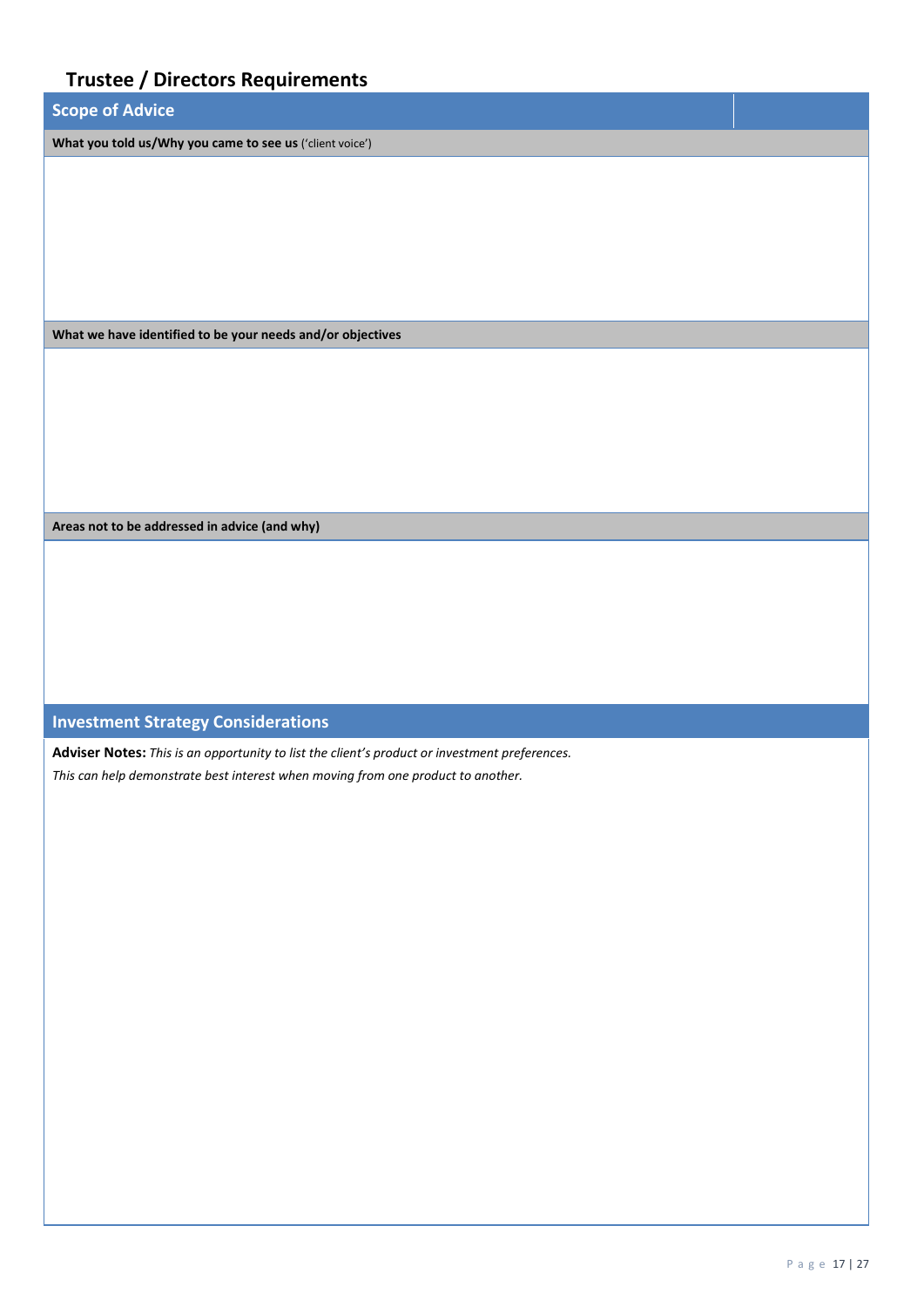# Trustee / Directors Requirements

## Scope of Advice

**What you told us/Why you came to see us** ('client voice')

**What we have identified to be your needs and/or objectives**

**Areas not to be addressed in advice (and why)**

## Investment Strategy Considerations

**Adviser Notes:** *This is an opportunity to list the client's product or investment preferences.*
*This can help demonstrate best interest when moving from one product to another.*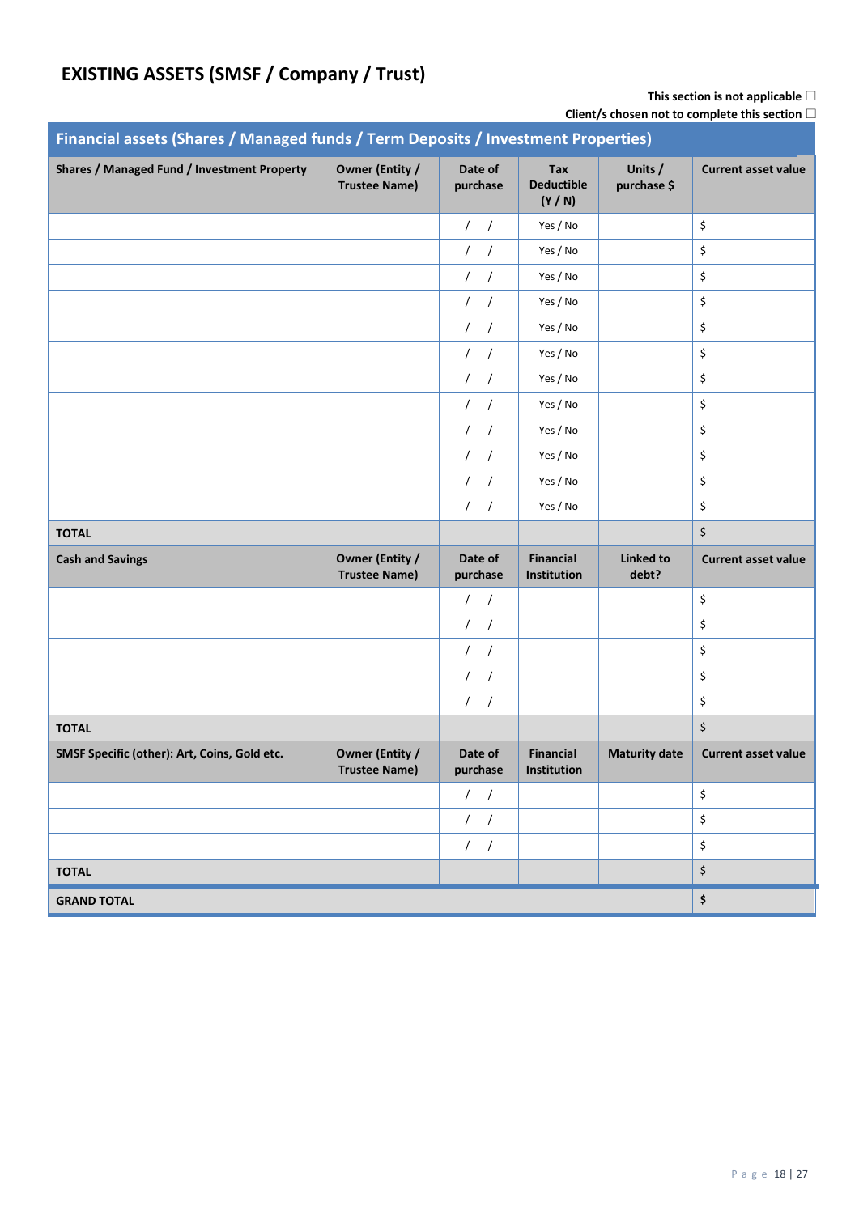# EXISTING ASSETS (SMSF / Company / Trust)

**This section is not applicable** ☐

**Client/s chosen not to complete this section** ☐

| Financial assets (Shares / Managed funds / Term Deposits / Investment Properties) | | | | | |
|---|---|---|---|---|---|
| **Shares / Managed Fund / Investment Property** | **Owner (Entity / Trustee Name)** | **Date of purchase** | **Tax Deductible (Y / N)** | **Units / purchase $** | **Current asset value** |
| | | / / | Yes / No | | $ |
| | | / / | Yes / No | | $ |
| | | / / | Yes / No | | $ |
| | | / / | Yes / No | | $ |
| | | / / | Yes / No | | $ |
| | | / / | Yes / No | | $ |
| | | / / | Yes / No | | $ |
| | | / / | Yes / No | | $ |
| | | / / | Yes / No | | $ |
| | | / / | Yes / No | | $ |
| | | / / | Yes / No | | $ |
| | | / / | Yes / No | | $ |
| **TOTAL** | | | | | $ |
| **Cash and Savings** | **Owner (Entity / Trustee Name)** | **Date of purchase** | **Financial Institution** | **Linked to debt?** | **Current asset value** |
| | | / / | | | $ |
| | | / / | | | $ |
| | | / / | | | $ |
| | | / / | | | $ |
| | | / / | | | $ |
| **TOTAL** | | | | | $ |
| **SMSF Specific (other): Art, Coins, Gold etc.** | **Owner (Entity / Trustee Name)** | **Date of purchase** | **Financial Institution** | **Maturity date** | **Current asset value** |
| | | / / | | | $ |
| | | / / | | | $ |
| | | / / | | | $ |
| **TOTAL** | | | | | $ |
| **GRAND TOTAL** | | | | | **$** |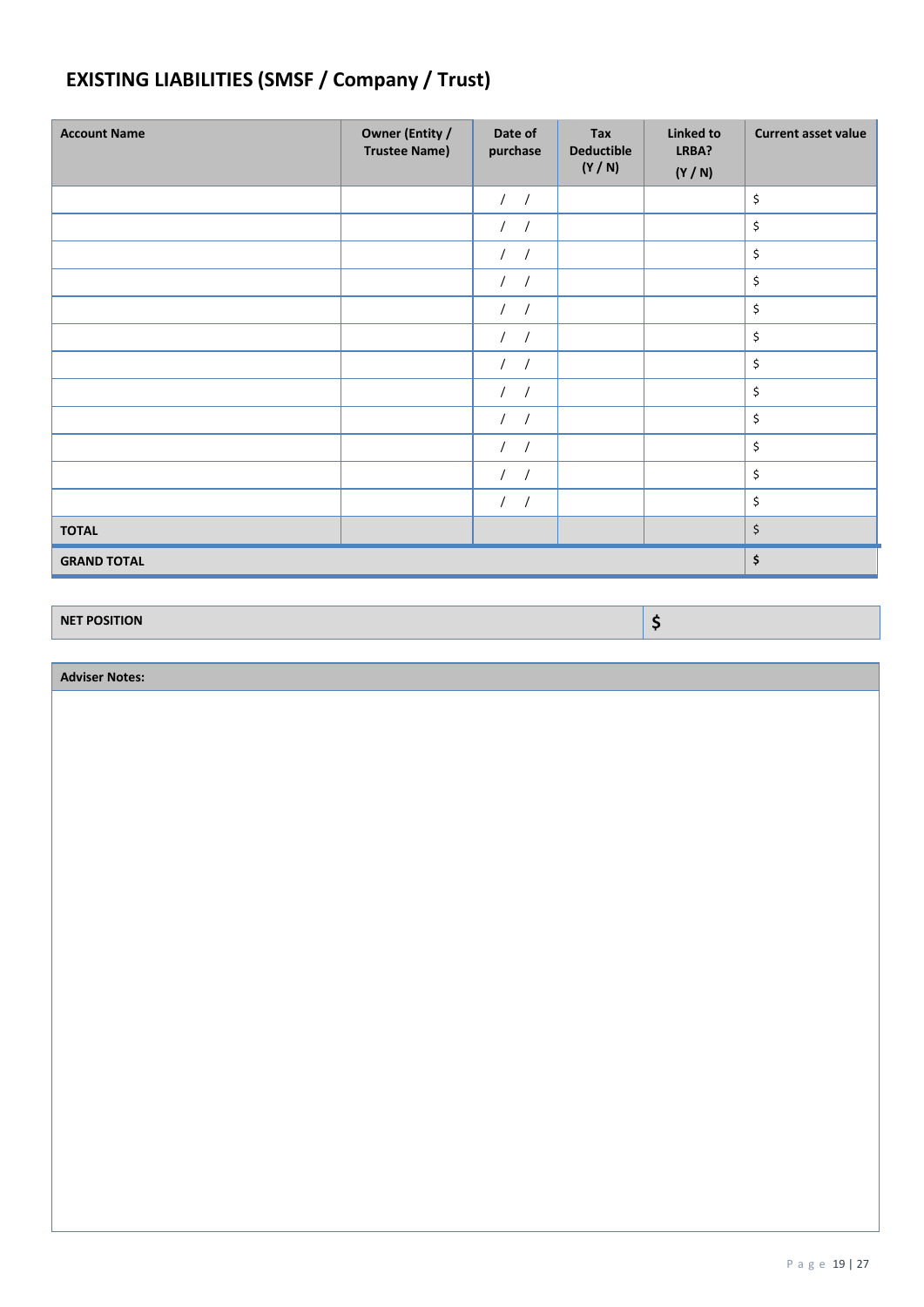## EXISTING LIABILITIES (SMSF / Company / Trust)

| Account Name | Owner (Entity / Trustee Name) | Date of purchase | Tax Deductible (Y / N) | Linked to LRBA? (Y / N) | Current asset value |
|---|---|---|---|---|---|
| | | / / | | | $ |
| | | / / | | | $ |
| | | / / | | | $ |
| | | / / | | | $ |
| | | / / | | | $ |
| | | / / | | | $ |
| | | / / | | | $ |
| | | / / | | | $ |
| | | / / | | | $ |
| | | / / | | | $ |
| | | / / | | | $ |
| | | / / | | | $ |
| **TOTAL** | | | | | $ |
| **GRAND TOTAL** | | | | | **$** |

| **NET POSITION** | **$** |
|---|---|

| **Adviser Notes:** |
|---|
| |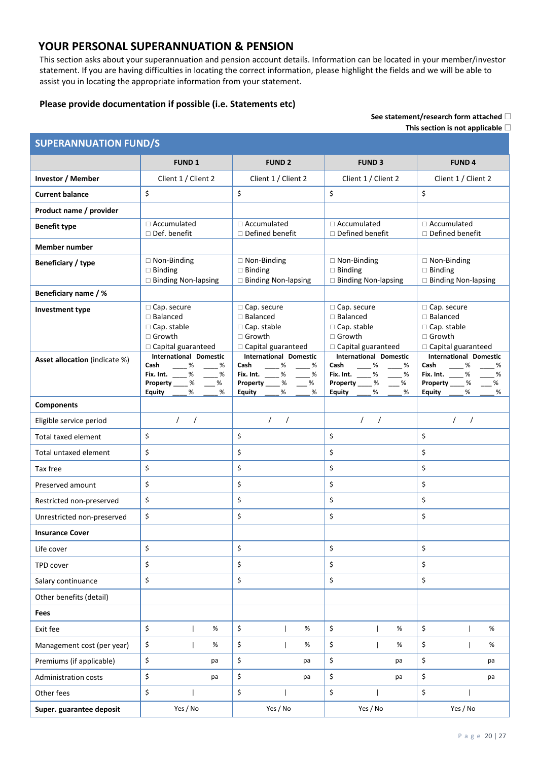## YOUR PERSONAL SUPERANNUATION & PENSION

This section asks about your superannuation and pension account details. Information can be located in your member/investor statement. If you are having difficulties in locating the correct information, please highlight the fields and we will be able to assist you in locating the appropriate information from your statement.

**Please provide documentation if possible (i.e. Statements etc)**

**See statement/research form attached** ☐
**This section is not applicable** ☐

| SUPERANNUATION FUND/S | | | | |
|---|---|---|---|---|
| | **FUND 1** | **FUND 2** | **FUND 3** | **FUND 4** |
| **Investor / Member** | Client 1 / Client 2 | Client 1 / Client 2 | Client 1 / Client 2 | Client 1 / Client 2 |
| **Current balance** | $ | $ | $ | $ |
| **Product name / provider** | | | | |
| **Benefit type** | ☐ Accumulated ☐ Def. benefit | ☐ Accumulated ☐ Defined benefit | ☐ Accumulated ☐ Defined benefit | ☐ Accumulated ☐ Defined benefit |
| **Member number** | | | | |
| **Beneficiary / type** | ☐ Non-Binding ☐ Binding ☐ Binding Non-lapsing | ☐ Non-Binding ☐ Binding ☐ Binding Non-lapsing | ☐ Non-Binding ☐ Binding ☐ Binding Non-lapsing | ☐ Non-Binding ☐ Binding ☐ Binding Non-lapsing |
| **Beneficiary name / %** | | | | |
| **Investment type** | ☐ Cap. secure ☐ Balanced ☐ Cap. stable ☐ Growth ☐ Capital guaranteed | ☐ Cap. secure ☐ Balanced ☐ Cap. stable ☐ Growth ☐ Capital guaranteed | ☐ Cap. secure ☐ Balanced ☐ Cap. stable ☐ Growth ☐ Capital guaranteed | ☐ Cap. secure ☐ Balanced ☐ Cap. stable ☐ Growth ☐ Capital guaranteed |
| **Asset allocation** (indicate %) | **International Domestic** **Cash** ___% ___% **Fix. Int.** ___% ___% **Property** ___% ___% **Equity** ___% ___% | **International Domestic** **Cash** ___% ___% **Fix. Int.** ___% ___% **Property** ___% ___% **Equity** ___% ___% | **International Domestic** **Cash** ___% ___% **Fix. Int.** ___% ___% **Property** ___% ___% **Equity** ___% ___% | **International Domestic** **Cash** ___% ___% **Fix. Int.** ___% ___% **Property** ___% ___% **Equity** ___% ___% |
| **Components** | | | | |
| Eligible service period | / / | / / | / / | / / |
| Total taxed element | $ | $ | $ | $ |
| Total untaxed element | $ | $ | $ | $ |
| Tax free | $ | $ | $ | $ |
| Preserved amount | $ | $ | $ | $ |
| Restricted non-preserved | $ | $ | $ | $ |
| Unrestricted non-preserved | $ | $ | $ | $ |
| **Insurance Cover** | | | | |
| Life cover | $ | $ | $ | $ |
| TPD cover | $ | $ | $ | $ |
| Salary continuance | $ | $ | $ | $ |
| Other benefits (detail) | | | | |
| **Fees** | | | | |
| Exit fee | $ \| % | $ \| % | $ \| % | $ \| % |
| Management cost (per year) | $ \| % | $ \| % | $ \| % | $ \| % |
| Premiums (if applicable) | $ pa | $ pa | $ pa | $ pa |
| Administration costs | $ pa | $ pa | $ pa | $ pa |
| Other fees | $ \| | $ \| | $ \| | $ \| |
| **Super. guarantee deposit** | Yes / No | Yes / No | Yes / No | Yes / No |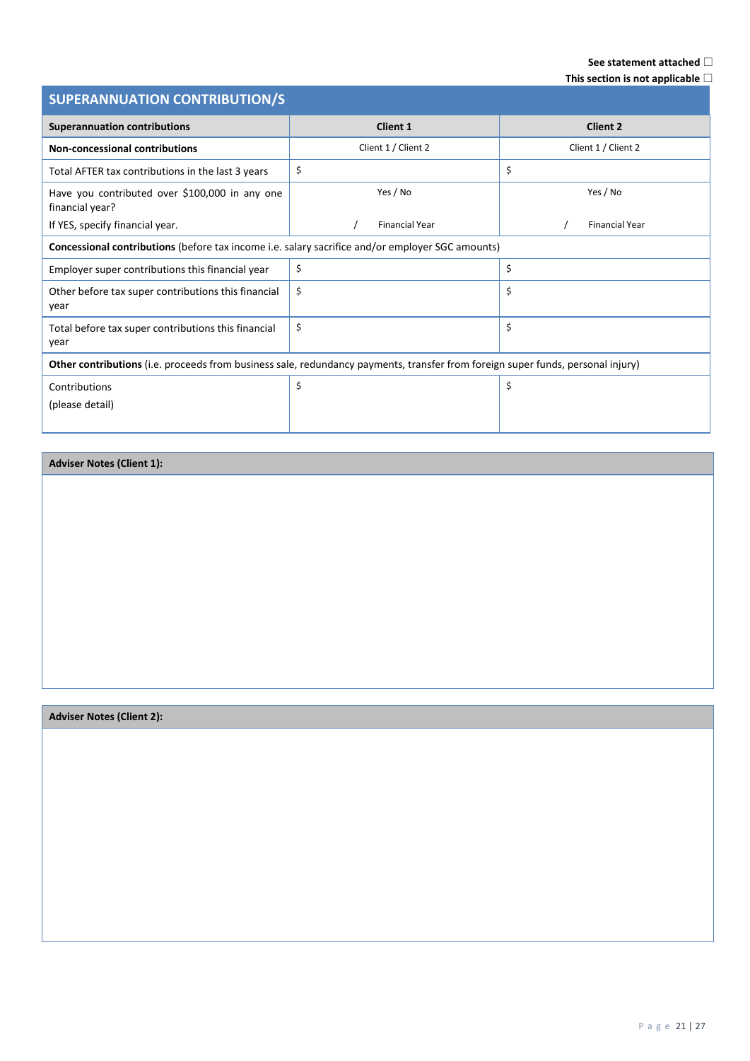See statement attached ☐

This section is not applicable ☐

## SUPERANNUATION CONTRIBUTION/S

| **Superannuation contributions** | **Client 1** | **Client 2** |
|---|---|---|
| **Non-concessional contributions** | Client 1 / Client 2 | Client 1 / Client 2 |
| Total AFTER tax contributions in the last 3 years | $ | $ |
| Have you contributed over $100,000 in any one financial year?<br>If YES, specify financial year. | Yes / No<br>/ Financial Year | Yes / No<br>/ Financial Year |
| **Concessional contributions** (before tax income i.e. salary sacrifice and/or employer SGC amounts) | | |
| Employer super contributions this financial year | $ | $ |
| Other before tax super contributions this financial year | $ | $ |
| Total before tax super contributions this financial year | $ | $ |
| **Other contributions** (i.e. proceeds from business sale, redundancy payments, transfer from foreign super funds, personal injury) | | |
| Contributions<br>(please detail) | $ | $ |

| **Adviser Notes (Client 1):** |
|---|
| |

| **Adviser Notes (Client 2):** |
|---|
| |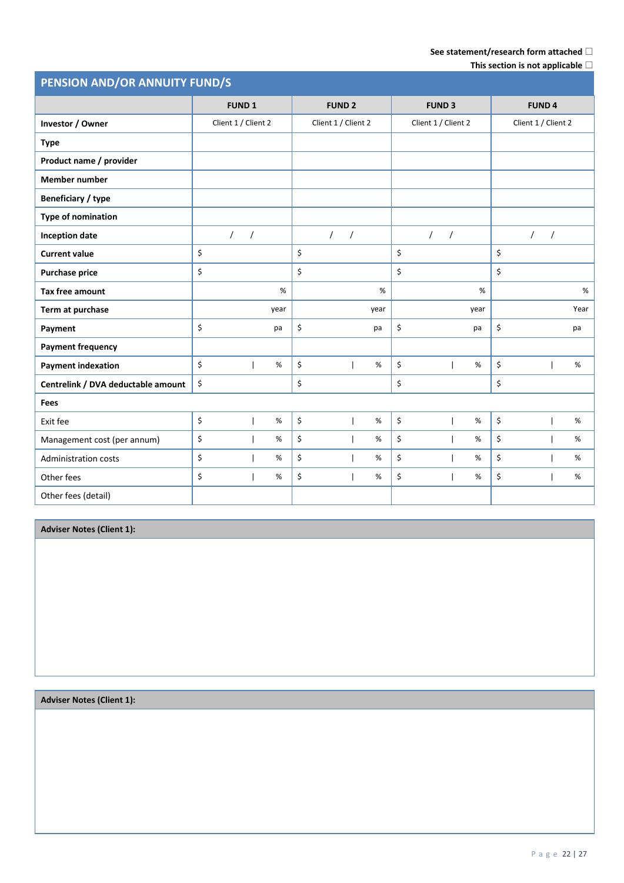See statement/research form attached ☐

This section is not applicable ☐

## PENSION AND/OR ANNUITY FUND/S

| | FUND 1 | FUND 2 | FUND 3 | FUND 4 |
|---|---|---|---|---|
| **Investor / Owner** | Client 1 / Client 2 | Client 1 / Client 2 | Client 1 / Client 2 | Client 1 / Client 2 |
| **Type** | | | | |
| **Product name / provider** | | | | |
| **Member number** | | | | |
| **Beneficiary / type** | | | | |
| **Type of nomination** | | | | |
| **Inception date** | / / | / / | / / | / / |
| **Current value** | $ | $ | $ | $ |
| **Purchase price** | $ | $ | $ | $ |
| **Tax free amount** | % | % | % | % |
| **Term at purchase** | year | year | year | Year |
| **Payment** | $ pa | $ pa | $ pa | $ pa |
| **Payment frequency** | | | | |
| **Payment indexation** | $ \| % | $ \| % | $ \| % | $ \| % |
| **Centrelink / DVA deductable amount** | $ | $ | $ | $ |
| **Fees** | | | | |
| Exit fee | $ \| % | $ \| % | $ \| % | $ \| % |
| Management cost (per annum) | $ \| % | $ \| % | $ \| % | $ \| % |
| Administration costs | $ \| % | $ \| % | $ \| % | $ \| % |
| Other fees | $ \| % | $ \| % | $ \| % | $ \| % |
| Other fees (detail) | | | | |

**Adviser Notes (Client 1):**

**Adviser Notes (Client 1):**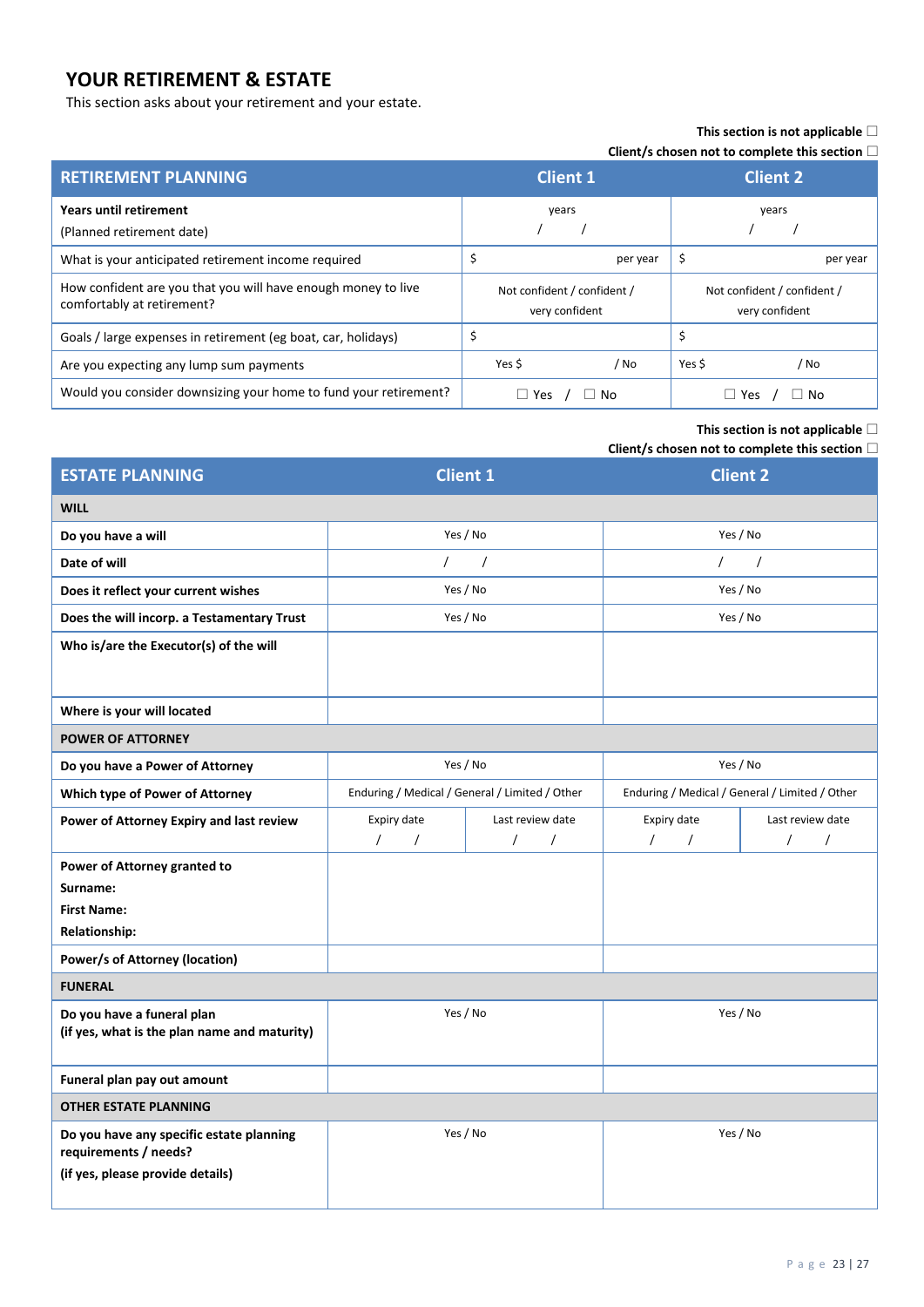# YOUR RETIREMENT & ESTATE

This section asks about your retirement and your estate.

**This section is not applicable** ☐

**Client/s chosen not to complete this section** ☐

| RETIREMENT PLANNING | Client 1 | Client 2 |
|---|---|---|
| **Years until retirement**<br>(Planned retirement date) | years<br>/ / | years<br>/ / |
| What is your anticipated retirement income required | $ per year | $ per year |
| How confident are you that you will have enough money to live comfortably at retirement? | Not confident / confident / very confident | Not confident / confident / very confident |
| Goals / large expenses in retirement (eg boat, car, holidays) | $ | $ |
| Are you expecting any lump sum payments | Yes $ / No | Yes $ / No |
| Would you consider downsizing your home to fund your retirement? | ☐ Yes / ☐ No | ☐ Yes / ☐ No |

**This section is not applicable** ☐

**Client/s chosen not to complete this section** ☐

| ESTATE PLANNING | Client 1 | | Client 2 | |
|---|---|---|---|---|
| **WILL** | | | | |
| **Do you have a will** | Yes / No | | Yes / No | |
| **Date of will** | / / | | / / | |
| **Does it reflect your current wishes** | Yes / No | | Yes / No | |
| **Does the will incorp. a Testamentary Trust** | Yes / No | | Yes / No | |
| **Who is/are the Executor(s) of the will** | | | | |
| **Where is your will located** | | | | |
| **POWER OF ATTORNEY** | | | | |
| **Do you have a Power of Attorney** | Yes / No | | Yes / No | |
| **Which type of Power of Attorney** | Enduring / Medical / General / Limited / Other | | Enduring / Medical / General / Limited / Other | |
| **Power of Attorney Expiry and last review** | Expiry date<br>/ / | Last review date<br>/ / | Expiry date<br>/ / | Last review date<br>/ / |
| **Power of Attorney granted to**<br>**Surname:**<br>**First Name:**<br>**Relationship:** | | | | |
| **Power/s of Attorney (location)** | | | | |
| **FUNERAL** | | | | |
| **Do you have a funeral plan**<br>**(if yes, what is the plan name and maturity)** | Yes / No | | Yes / No | |
| **Funeral plan pay out amount** | | | | |
| **OTHER ESTATE PLANNING** | | | | |
| **Do you have any specific estate planning requirements / needs?**<br>**(if yes, please provide details)** | Yes / No | | Yes / No | |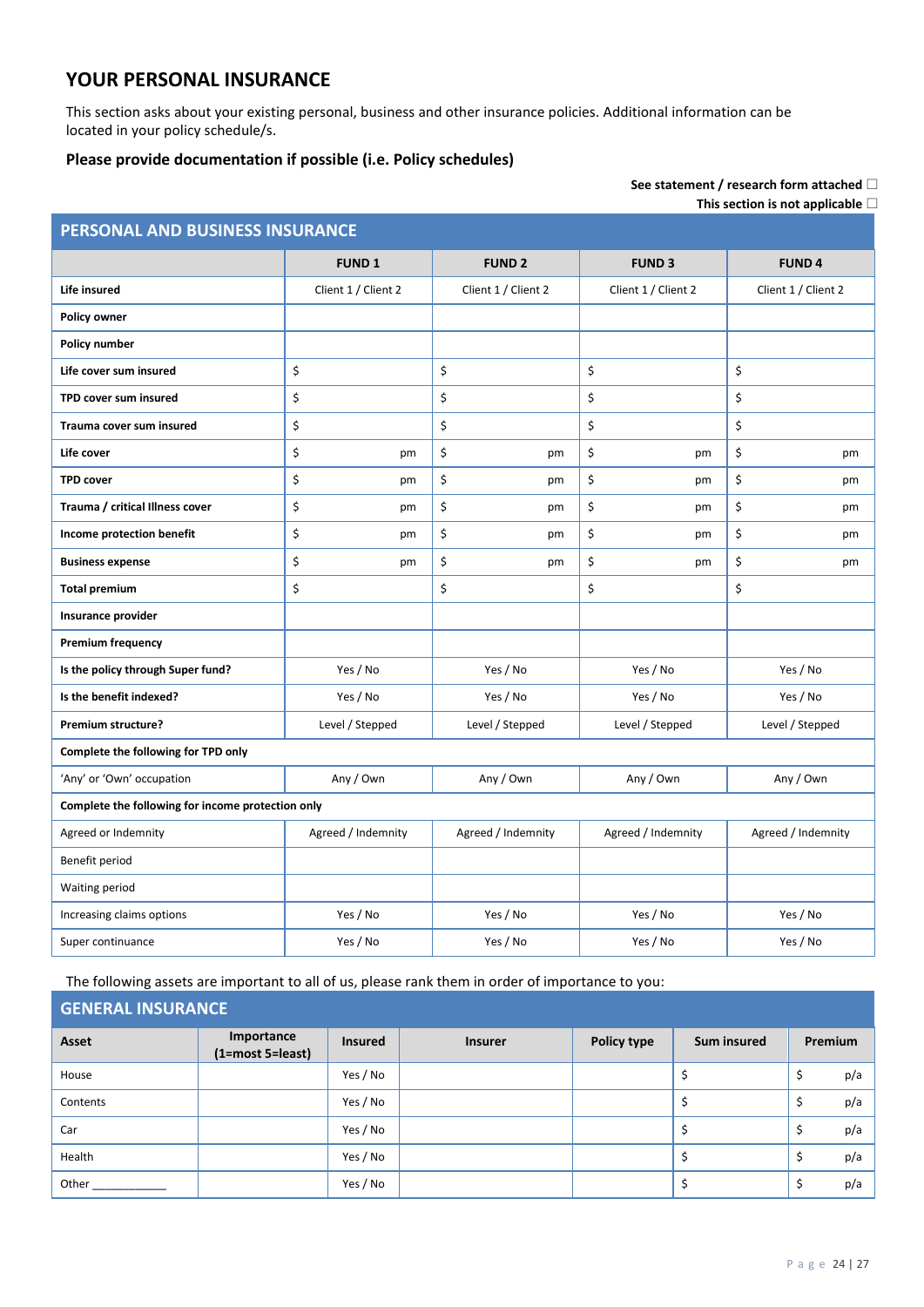## YOUR PERSONAL INSURANCE

This section asks about your existing personal, business and other insurance policies. Additional information can be located in your policy schedule/s.

**Please provide documentation if possible (i.e. Policy schedules)**

**See statement / research form attached** ☐
**This section is not applicable** ☐

### PERSONAL AND BUSINESS INSURANCE

| | FUND 1 | FUND 2 | FUND 3 | FUND 4 |
|---|---|---|---|---|
| **Life insured** | Client 1 / Client 2 | Client 1 / Client 2 | Client 1 / Client 2 | Client 1 / Client 2 |
| **Policy owner** | | | | |
| **Policy number** | | | | |
| **Life cover sum insured** | $ | $ | $ | $ |
| **TPD cover sum insured** | $ | $ | $ | $ |
| **Trauma cover sum insured** | $ | $ | $ | $ |
| **Life cover** | $ pm | $ pm | $ pm | $ pm |
| **TPD cover** | $ pm | $ pm | $ pm | $ pm |
| **Trauma / critical Illness cover** | $ pm | $ pm | $ pm | $ pm |
| **Income protection benefit** | $ pm | $ pm | $ pm | $ pm |
| **Business expense** | $ pm | $ pm | $ pm | $ pm |
| **Total premium** | $ | $ | $ | $ |
| **Insurance provider** | | | | |
| **Premium frequency** | | | | |
| **Is the policy through Super fund?** | Yes / No | Yes / No | Yes / No | Yes / No |
| **Is the benefit indexed?** | Yes / No | Yes / No | Yes / No | Yes / No |
| **Premium structure?** | Level / Stepped | Level / Stepped | Level / Stepped | Level / Stepped |
| **Complete the following for TPD only** | | | | |
| 'Any' or 'Own' occupation | Any / Own | Any / Own | Any / Own | Any / Own |
| **Complete the following for income protection only** | | | | |
| Agreed or Indemnity | Agreed / Indemnity | Agreed / Indemnity | Agreed / Indemnity | Agreed / Indemnity |
| Benefit period | | | | |
| Waiting period | | | | |
| Increasing claims options | Yes / No | Yes / No | Yes / No | Yes / No |
| Super continuance | Yes / No | Yes / No | Yes / No | Yes / No |

The following assets are important to all of us, please rank them in order of importance to you:

### GENERAL INSURANCE

| Asset | Importance (1=most 5=least) | Insured | Insurer | Policy type | Sum insured | Premium |
|---|---|---|---|---|---|---|
| House | | Yes / No | | | $ | $ p/a |
| Contents | | Yes / No | | | $ | $ p/a |
| Car | | Yes / No | | | $ | $ p/a |
| Health | | Yes / No | | | $ | $ p/a |
| Other ___________ | | Yes / No | | | $ | $ p/a |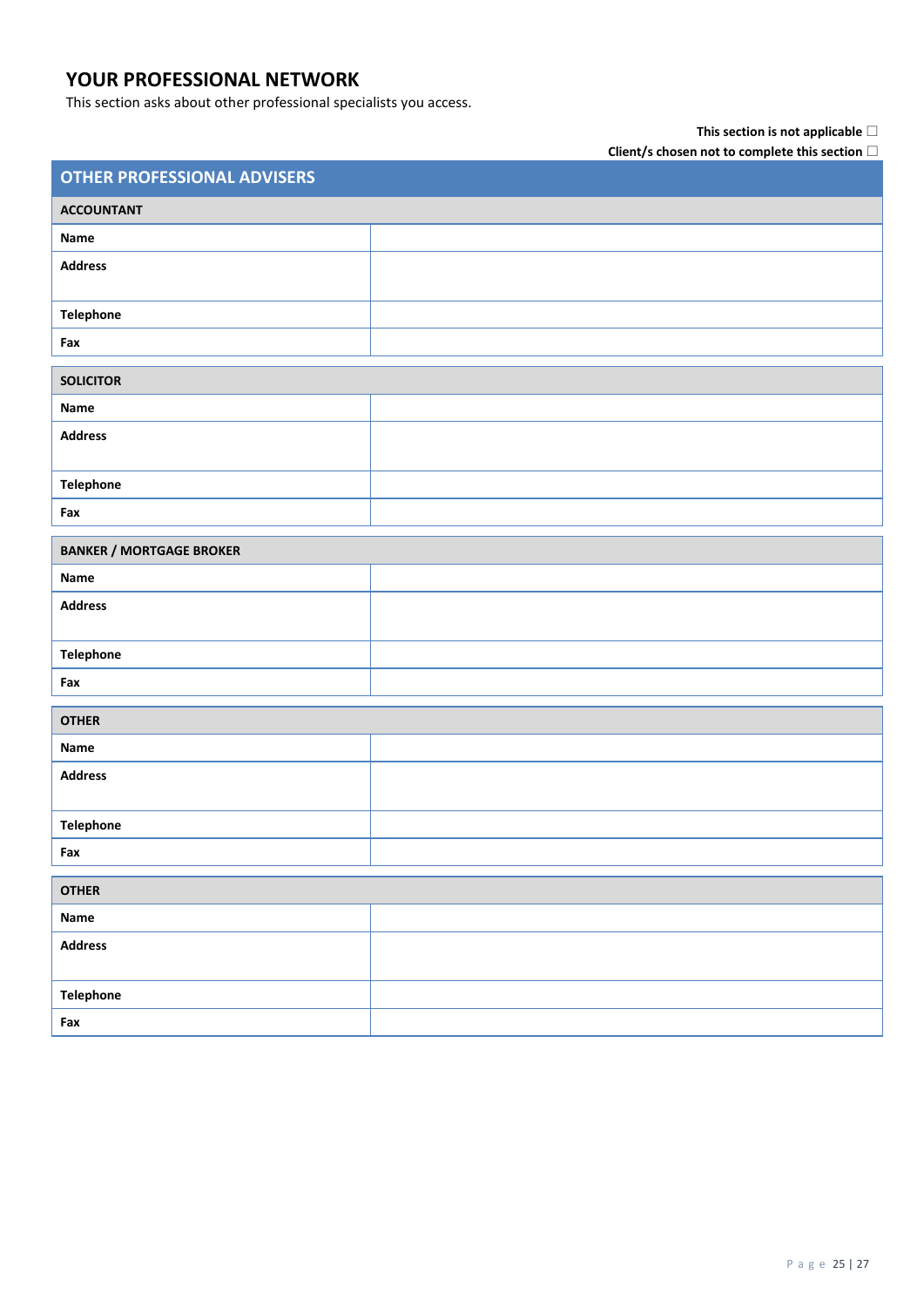## YOUR PROFESSIONAL NETWORK

This section asks about other professional specialists you access.

**This section is not applicable** ☐

**Client/s chosen not to complete this section** ☐

| **OTHER PROFESSIONAL ADVISERS** | |
|---|---|
| **ACCOUNTANT** | |
| **Name** | |
| **Address** | |
| **Telephone** | |
| **Fax** | |

| **SOLICITOR** | |
|---|---|
| **Name** | |
| **Address** | |
| **Telephone** | |
| **Fax** | |

| **BANKER / MORTGAGE BROKER** | |
|---|---|
| **Name** | |
| **Address** | |
| **Telephone** | |
| **Fax** | |

| **OTHER** | |
|---|---|
| **Name** | |
| **Address** | |
| **Telephone** | |
| **Fax** | |

| **OTHER** | |
|---|---|
| **Name** | |
| **Address** | |
| **Telephone** | |
| **Fax** | |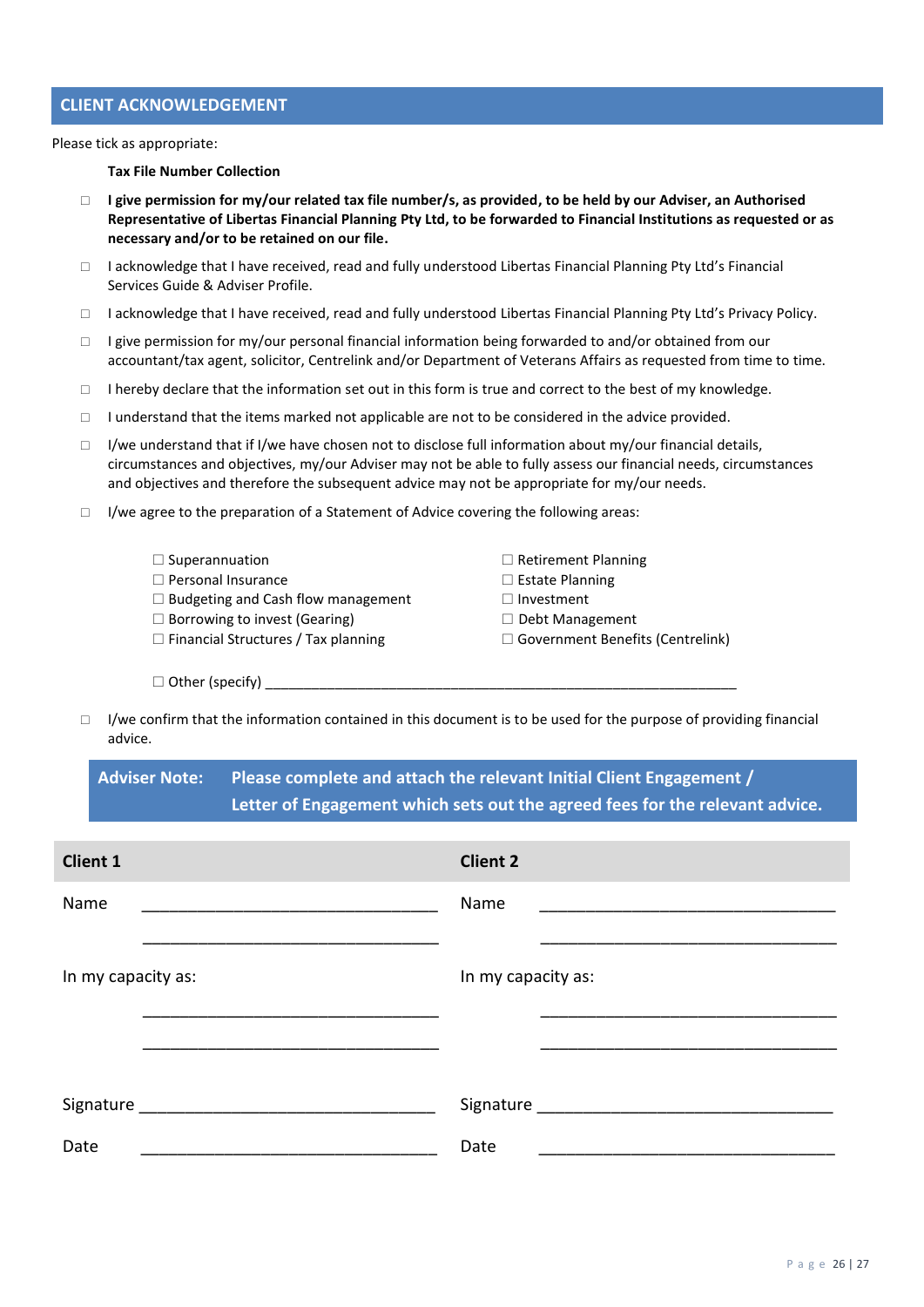## CLIENT ACKNOWLEDGEMENT

Please tick as appropriate:

**Tax File Number Collection**

- ☐ **I give permission for my/our related tax file number/s, as provided, to be held by our Adviser, an Authorised Representative of Libertas Financial Planning Pty Ltd, to be forwarded to Financial Institutions as requested or as necessary and/or to be retained on our file.**
- ☐ I acknowledge that I have received, read and fully understood Libertas Financial Planning Pty Ltd's Financial Services Guide & Adviser Profile.
- ☐ I acknowledge that I have received, read and fully understood Libertas Financial Planning Pty Ltd's Privacy Policy.
- ☐ I give permission for my/our personal financial information being forwarded to and/or obtained from our accountant/tax agent, solicitor, Centrelink and/or Department of Veterans Affairs as requested from time to time.
- ☐ I hereby declare that the information set out in this form is true and correct to the best of my knowledge.
- ☐ I understand that the items marked not applicable are not to be considered in the advice provided.
- ☐ I/we understand that if I/we have chosen not to disclose full information about my/our financial details, circumstances and objectives, my/our Adviser may not be able to fully assess our financial needs, circumstances and objectives and therefore the subsequent advice may not be appropriate for my/our needs.
- ☐ I/we agree to the preparation of a Statement of Advice covering the following areas:

| | |
|---|---|
| ☐ Superannuation | ☐ Retirement Planning |
| ☐ Personal Insurance | ☐ Estate Planning |
| ☐ Budgeting and Cash flow management | ☐ Investment |
| ☐ Borrowing to invest (Gearing) | ☐ Debt Management |
| ☐ Financial Structures / Tax planning | ☐ Government Benefits (Centrelink) |

☐ Other (specify) ______________________________________________________________

- ☐ I/we confirm that the information contained in this document is to be used for the purpose of providing financial advice.

**Adviser Note: Please complete and attach the relevant Initial Client Engagement / Letter of Engagement which sets out the agreed fees for the relevant advice.**

| Client 1 | | Client 2 | |
|---|---|---|---|
| Name | ________________________________ | Name | ________________________________ |
| | ________________________________ | | ________________________________ |
| In my capacity as: | | In my capacity as: | |
| | ________________________________ | | ________________________________ |
| | ________________________________ | | ________________________________ |
| Signature | ________________________________ | Signature | ________________________________ |
| Date | ________________________________ | Date | ________________________________ |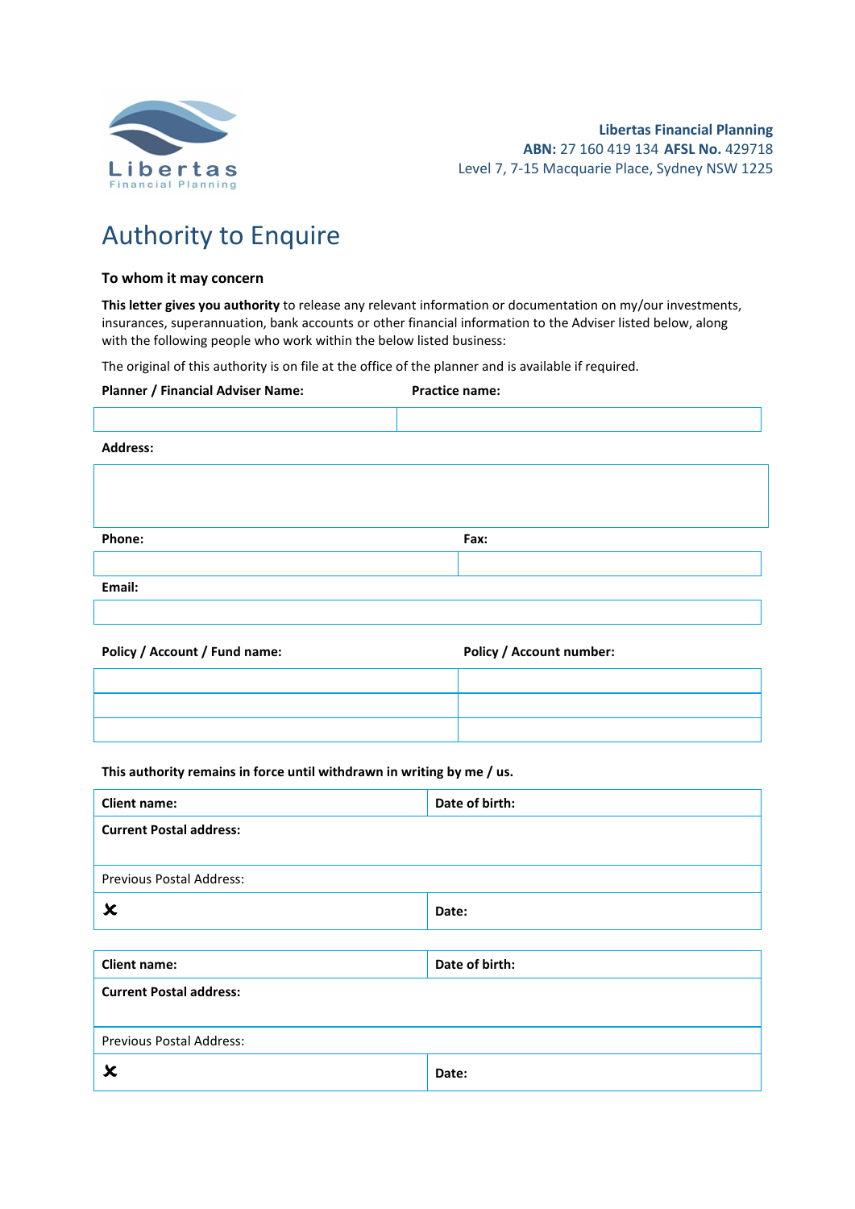Libertas
Financial Planning

**Libertas Financial Planning**
**ABN:** 27 160 419 134 **AFSL No.** 429718
Level 7, 7-15 Macquarie Place, Sydney NSW 1225

# Authority to Enquire

**To whom it may concern**

**This letter gives you authority** to release any relevant information or documentation on my/our investments, insurances, superannuation, bank accounts or other financial information to the Adviser listed below, along with the following people who work within the below listed business:

The original of this authority is on file at the office of the planner and is available if required.

| **Planner / Financial Adviser Name:** | **Practice name:** |
|---|---|
| | |

**Address:**

| |
|---|
| |

| **Phone:** | **Fax:** |
|---|---|
| | |

**Email:**

| |
|---|
| |

| **Policy / Account / Fund name:** | **Policy / Account number:** |
|---|---|
| | |
| | |
| | |

**This authority remains in force until withdrawn in writing by me / us.**

| | |
|---|---|
| **Client name:** | **Date of birth:** |
| **Current Postal address:** | |
| Previous Postal Address: | |
| ✘ | **Date:** |

| | |
|---|---|
| **Client name:** | **Date of birth:** |
| **Current Postal address:** | |
| Previous Postal Address: | |
| ✘ | **Date:** |